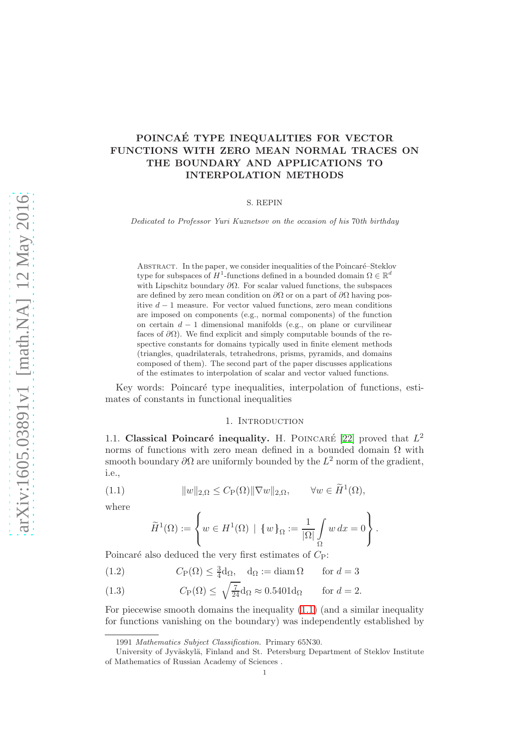# POINCAÉ TYPE INEQUALITIES FOR VECTOR FUNCTIONS WITH ZERO MEAN NORMAL TRACES ON THE BOUNDARY AND APPLICATIONS TO INTERPOLATION METHODS

S. REPIN

*Dedicated to Professor Yuri Kuznetsov on the occasion of his 70th birthday*

Abstract. In the paper, we consider inequalities of the Poincaré–Steklov type for subspaces of $H^1$-functions defined in a bounded domain $\Omega \in \mathbb{R}^d$ with Lipschitz boundary $\partial\Omega$. For scalar valued functions, the subspaces are defined by zero mean condition on $\partial\Omega$ or on a part of $\partial\Omega$ having positive $d-1$ measure. For vector valued functions, zero mean conditions are imposed on components (e.g., normal components) of the function on certain $d-1$ dimensional manifolds (e.g., on plane or curvilinear faces of $\partial\Omega$). We find explicit and simply computable bounds of the respective constants for domains typically used in finite element methods (triangles, quadrilaterals, tetrahedrons, prisms, pyramids, and domains composed of them). The second part of the paper discusses applications of the estimates to interpolation of scalar and vector valued functions.

Key words: Poincaré type inequalities, interpolation of functions, estimates of constants in functional inequalities

## 1. Introduction

1.1. **Classical Poincaré inequality.** H. Poincaré [22] proved that $L^2$ norms of functions with zero mean defined in a bounded domain $\Omega$ with smooth boundary $\partial\Omega$ are uniformly bounded by the $L^2$ norm of the gradient, i.e.,

$$\|w\|_{2,\Omega} \leq C_{\rm P}(\Omega)\|\nabla w\|_{2,\Omega}, \qquad \forall w \in \widetilde{H}^1(\Omega), \tag{1.1}$$

where

$$\widetilde{H}^1(\Omega) := \left\{ w \in H^1(\Omega) \mid \{w\}_\Omega := \frac{1}{|\Omega|}\int\limits_\Omega w\,dx = 0 \right\}.$$

Poincaré also deduced the very first estimates of $C_{\rm P}$:

$$C_{\rm P}(\Omega) \leq \tfrac{3}{4}{\rm d}_\Omega, \quad {\rm d}_\Omega := {\rm diam}\,\Omega \qquad \text{for } d=3 \tag{1.2}$$

$$C_{\rm P}(\Omega) \leq \sqrt{\tfrac{7}{24}}{\rm d}_\Omega \approx 0.5401{\rm d}_\Omega \qquad \text{for } d=2. \tag{1.3}$$

For piecewise smooth domains the inequality (1.1) (and a similar inequality for functions vanishing on the boundary) was independently established by

---

1991 *Mathematics Subject Classification.* Primary 65N30.

University of Jyväskylä, Finland and St. Petersburg Department of Steklov Institute of Mathematics of Russian Academy of Sciences .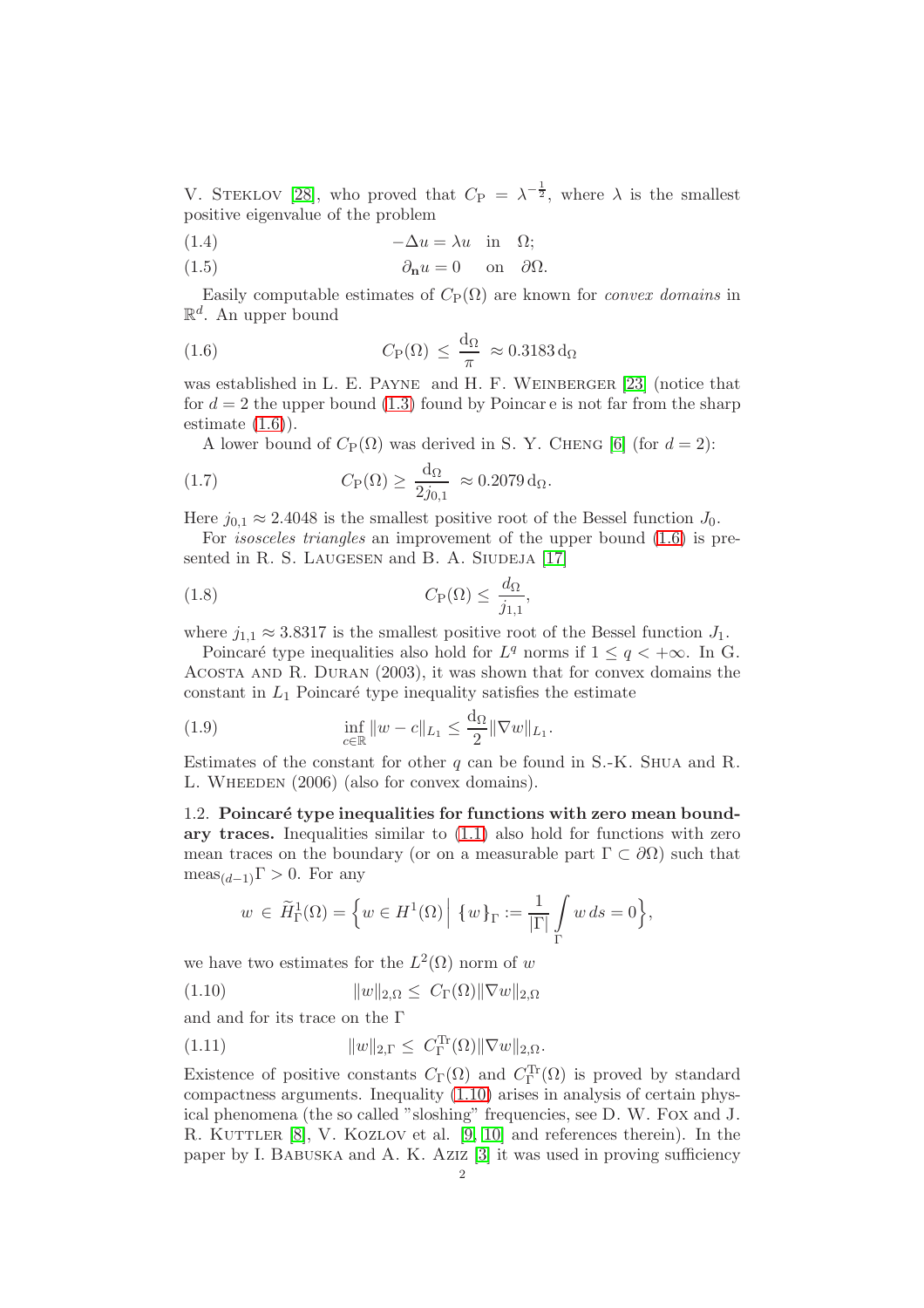V. Steklov [28], who proved that $C_{\rm P} = \lambda^{-\frac{1}{2}}$, where $\lambda$ is the smallest positive eigenvalue of the problem

$$-\Delta u = \lambda u \quad \text{in} \quad \Omega; \tag{1.4}$$

$$\partial_{\mathbf{n}} u = 0 \quad \text{on} \quad \partial\Omega. \tag{1.5}$$

Easily computable estimates of $C_{\rm P}(\Omega)$ are known for *convex domains* in $\mathbb{R}^d$. An upper bound

$$C_{\rm P}(\Omega) \leq \frac{\mathrm{d}_\Omega}{\pi} \approx 0.3183\, \mathrm{d}_\Omega \tag{1.6}$$

was established in L. E. Payne and H. F. Weinberger [23] (notice that for $d = 2$ the upper bound (1.3) found by Poincar e is not far from the sharp estimate (1.6)).

A lower bound of $C_{\rm P}(\Omega)$ was derived in S. Y. Cheng [6] (for $d = 2$):

$$C_{\rm P}(\Omega) \geq \frac{\mathrm{d}_\Omega}{2 j_{0,1}} \approx 0.2079\, \mathrm{d}_\Omega. \tag{1.7}$$

Here $j_{0,1} \approx 2.4048$ is the smallest positive root of the Bessel function $J_0$.

For *isosceles triangles* an improvement of the upper bound (1.6) is presented in R. S. Laugesen and B. A. Siudeja [17]

$$C_{\rm P}(\Omega) \leq \frac{d_\Omega}{j_{1,1}}, \tag{1.8}$$

where $j_{1,1} \approx 3.8317$ is the smallest positive root of the Bessel function $J_1$.

Poincaré type inequalities also hold for $L^q$ norms if $1 \leq q < +\infty$. In G. Acosta and R. Duran (2003), it was shown that for convex domains the constant in $L_1$ Poincaré type inequality satisfies the estimate

$$\inf_{c \in \mathbb{R}} \|w - c\|_{L_1} \leq \frac{\mathrm{d}_\Omega}{2} \|\nabla w\|_{L_1}. \tag{1.9}$$

Estimates of the constant for other $q$ can be found in S.-K. Shua and R. L. Wheeden (2006) (also for convex domains).

### 1.2. Poincaré type inequalities for functions with zero mean boundary traces.

Inequalities similar to (1.1) also hold for functions with zero mean traces on the boundary (or on a measurable part $\Gamma \subset \partial\Omega$) such that $\mathrm{meas}_{(d-1)}\Gamma > 0$. For any

$$w \in \widetilde{H}^1_\Gamma(\Omega) = \Big\{ w \in H^1(\Omega) \,\Big|\, \{w\}_\Gamma := \frac{1}{|\Gamma|} \int\limits_\Gamma w\, ds = 0 \Big\},$$

we have two estimates for the $L^2(\Omega)$ norm of $w$

$$\|w\|_{2,\Omega} \leq C_\Gamma(\Omega) \|\nabla w\|_{2,\Omega} \tag{1.10}$$

and and for its trace on the $\Gamma$

$$\|w\|_{2,\Gamma} \leq C^{\rm Tr}_\Gamma(\Omega) \|\nabla w\|_{2,\Omega}. \tag{1.11}$$

Existence of positive constants $C_\Gamma(\Omega)$ and $C^{\rm Tr}_\Gamma(\Omega)$ is proved by standard compactness arguments. Inequality (1.10) arises in analysis of certain physical phenomena (the so called "sloshing" frequencies, see D. W. Fox and J. R. Kuttler [8], V. Kozlov et al. [9, 10] and references therein). In the paper by I. Babuska and A. K. Aziz [3] it was used in proving sufficiency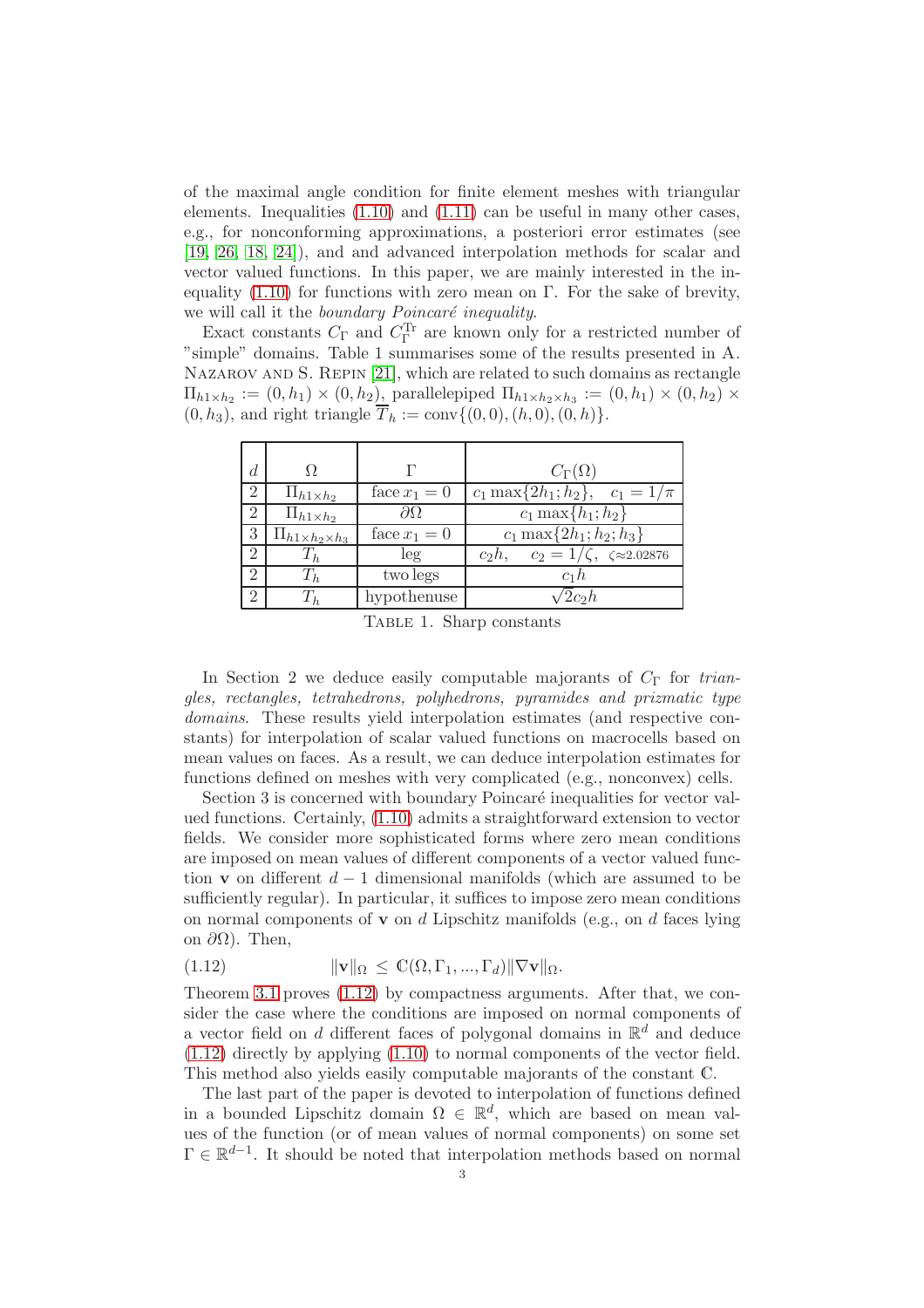of the maximal angle condition for finite element meshes with triangular elements. Inequalities (1.10) and (1.11) can be useful in many other cases, e.g., for nonconforming approximations, a posteriori error estimates (see [19, 26, 18, 24]), and and advanced interpolation methods for scalar and vector valued functions. In this paper, we are mainly interested in the inequality (1.10) for functions with zero mean on $\Gamma$. For the sake of brevity, we will call it the *boundary Poincaré inequality*.

Exact constants $C_\Gamma$ and $C_\Gamma^{\rm Tr}$ are known only for a restricted number of "simple" domains. Table 1 summarises some of the results presented in A. Nazarov and S. Repin [21], which are related to such domains as rectangle $\Pi_{h1\times h_2} := (0,h_1)\times(0,h_2)$, parallelepiped $\Pi_{h1\times h_2\times h_3} := (0,h_1)\times(0,h_2)\times(0,h_3)$, and right triangle $\overline{T}_h := {\rm conv}\{(0,0),(h,0),(0,h)\}$.

| $d$ | $\Omega$ | $\Gamma$ | $C_\Gamma(\Omega)$ |
|---|---|---|---|
| 2 | $\Pi_{h1\times h_2}$ | face $x_1=0$ | $c_1\max\{2h_1;h_2\}, \quad c_1=1/\pi$ |
| 2 | $\Pi_{h1\times h_2}$ | $\partial\Omega$ | $c_1\max\{h_1;h_2\}$ |
| 3 | $\Pi_{h1\times h_2\times h_3}$ | face $x_1=0$ | $c_1\max\{2h_1;h_2;h_3\}$ |
| 2 | $T_h$ | leg | $c_2 h, \quad c_2=1/\zeta, \ \zeta\approx 2.02876$ |
| 2 | $T_h$ | two legs | $c_1 h$ |
| 2 | $T_h$ | hypothenuse | $\sqrt{2}c_2 h$ |

Table 1. Sharp constants

In Section 2 we deduce easily computable majorants of $C_\Gamma$ for *triangles, rectangles, tetrahedrons, polyhedrons, pyramides and prizmatic type domains*. These results yield interpolation estimates (and respective constants) for interpolation of scalar valued functions on macrocells based on mean values on faces. As a result, we can deduce interpolation estimates for functions defined on meshes with very complicated (e.g., nonconvex) cells.

Section 3 is concerned with boundary Poincaré inequalities for vector valued functions. Certainly, (1.10) admits a straightforward extension to vector fields. We consider more sophisticated forms where zero mean conditions are imposed on mean values of different components of a vector valued function $\mathbf{v}$ on different $d-1$ dimensional manifolds (which are assumed to be sufficiently regular). In particular, it suffices to impose zero mean conditions on normal components of $\mathbf{v}$ on $d$ Lipschitz manifolds (e.g., on $d$ faces lying on $\partial\Omega$). Then,

$$
\|\mathbf{v}\|_\Omega \leq \mathbb{C}(\Omega,\Gamma_1,...,\Gamma_d)\|\nabla\mathbf{v}\|_\Omega. \tag{1.12}
$$

Theorem 3.1 proves (1.12) by compactness arguments. After that, we consider the case where the conditions are imposed on normal components of a vector field on $d$ different faces of polygonal domains in $\mathbb{R}^d$ and deduce (1.12) directly by applying (1.10) to normal components of the vector field. This method also yields easily computable majorants of the constant $\mathbb{C}$.

The last part of the paper is devoted to interpolation of functions defined in a bounded Lipschitz domain $\Omega\in\mathbb{R}^d$, which are based on mean values of the function (or of mean values of normal components) on some set $\Gamma\in\mathbb{R}^{d-1}$. It should be noted that interpolation methods based on normal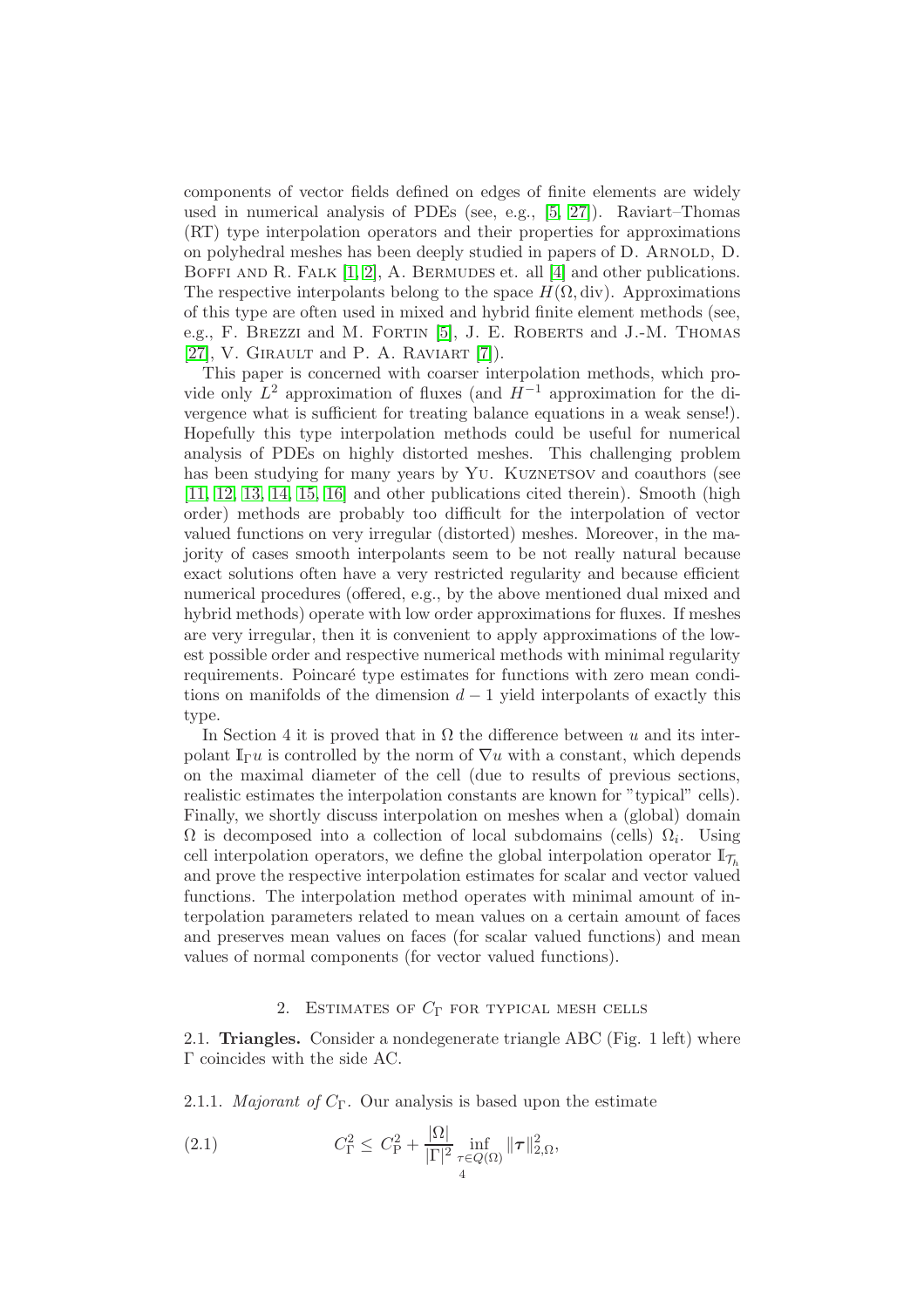components of vector fields defined on edges of finite elements are widely used in numerical analysis of PDEs (see, e.g., [5, 27]). Raviart–Thomas (RT) type interpolation operators and their properties for approximations on polyhedral meshes has been deeply studied in papers of D. Arnold, D. Boffi and R. Falk [1, 2], A. Bermudes et. all [4] and other publications. The respective interpolants belong to the space $H(\Omega, \mathrm{div})$. Approximations of this type are often used in mixed and hybrid finite element methods (see, e.g., F. Brezzi and M. Fortin [5], J. E. Roberts and J.-M. Thomas [27], V. Girault and P. A. Raviart [7]).

This paper is concerned with coarser interpolation methods, which provide only $L^2$ approximation of fluxes (and $H^{-1}$ approximation for the divergence what is sufficient for treating balance equations in a weak sense!). Hopefully this type interpolation methods could be useful for numerical analysis of PDEs on highly distorted meshes. This challenging problem has been studying for many years by Yu. Kuznetsov and coauthors (see [11, 12, 13, 14, 15, 16] and other publications cited therein). Smooth (high order) methods are probably too difficult for the interpolation of vector valued functions on very irregular (distorted) meshes. Moreover, in the majority of cases smooth interpolants seem to be not really natural because exact solutions often have a very restricted regularity and because efficient numerical procedures (offered, e.g., by the above mentioned dual mixed and hybrid methods) operate with low order approximations for fluxes. If meshes are very irregular, then it is convenient to apply approximations of the lowest possible order and respective numerical methods with minimal regularity requirements. Poincaré type estimates for functions with zero mean conditions on manifolds of the dimension $d-1$ yield interpolants of exactly this type.

In Section 4 it is proved that in $\Omega$ the difference between $u$ and its interpolant $\mathbb{I}_\Gamma u$ is controlled by the norm of $\nabla u$ with a constant, which depends on the maximal diameter of the cell (due to results of previous sections, realistic estimates the interpolation constants are known for "typical" cells). Finally, we shortly discuss interpolation on meshes when a (global) domain $\Omega$ is decomposed into a collection of local subdomains (cells) $\Omega_i$. Using cell interpolation operators, we define the global interpolation operator $\mathbb{I}_{\mathcal{T}_h}$ and prove the respective interpolation estimates for scalar and vector valued functions. The interpolation method operates with minimal amount of interpolation parameters related to mean values on a certain amount of faces and preserves mean values on faces (for scalar valued functions) and mean values of normal components (for vector valued functions).

## 2. Estimates of $C_\Gamma$ for typical mesh cells

2.1. **Triangles.** Consider a nondegenerate triangle ABC (Fig. 1 left) where $\Gamma$ coincides with the side AC.

2.1.1. *Majorant of $C_\Gamma$.* Our analysis is based upon the estimate

$$C_\Gamma^2 \leq C_\mathrm{P}^2 + \frac{|\Omega|}{|\Gamma|^2} \inf_{\tau \in Q(\Omega)} \|\boldsymbol{\tau}\|^2_{2,\Omega}, \tag{2.1}$$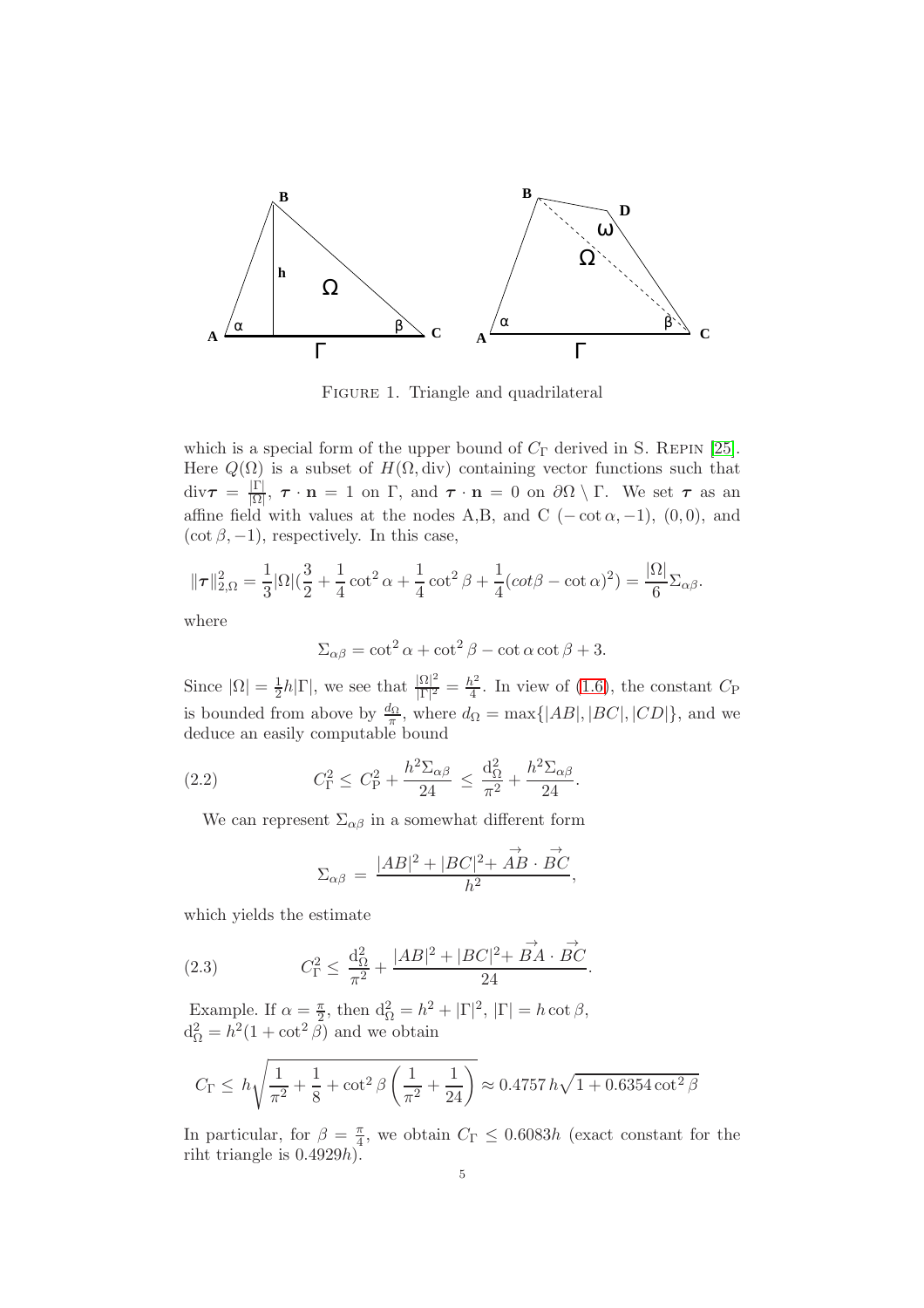FIGURE 1. Triangle and quadrilateral

which is a special form of the upper bound of $C_\Gamma$ derived in S. REPIN [25]. Here $Q(\Omega)$ is a subset of $H(\Omega, \mathrm{div})$ containing vector functions such that $\mathrm{div}\boldsymbol{\tau} = \frac{|\Gamma|}{|\Omega|}$, $\boldsymbol{\tau} \cdot \mathbf{n} = 1$ on $\Gamma$, and $\boldsymbol{\tau} \cdot \mathbf{n} = 0$ on $\partial\Omega \setminus \Gamma$. We set $\boldsymbol{\tau}$ as an affine field with values at the nodes A,B, and C $(-\cot\alpha, -1)$, $(0,0)$, and $(\cot\beta, -1)$, respectively. In this case,

$$\|\boldsymbol{\tau}\|^2_{2,\Omega} = \frac{1}{3}|\Omega|(\frac{3}{2} + \frac{1}{4}\cot^2\alpha + \frac{1}{4}\cot^2\beta + \frac{1}{4}(cot\beta - \cot\alpha)^2) = \frac{|\Omega|}{6}\Sigma_{\alpha\beta}.$$

where

$$\Sigma_{\alpha\beta} = \cot^2\alpha + \cot^2\beta - \cot\alpha\cot\beta + 3.$$

Since $|\Omega| = \frac{1}{2}h|\Gamma|$, we see that $\frac{|\Omega|^2}{|\Gamma|^2} = \frac{h^2}{4}$. In view of (1.6), the constant $C_{\mathrm{P}}$ is bounded from above by $\frac{d_\Omega}{\pi}$, where $d_\Omega = \max\{|AB|, |BC|, |CD|\}$, and we deduce an easily computable bound

$$C^2_\Gamma \leq C^2_{\mathrm{P}} + \frac{h^2\Sigma_{\alpha\beta}}{24} \leq \frac{\mathrm{d}^2_\Omega}{\pi^2} + \frac{h^2\Sigma_{\alpha\beta}}{24}. \tag{2.2}$$

We can represent $\Sigma_{\alpha\beta}$ in a somewhat different form

$$\Sigma_{\alpha\beta} = \frac{|AB|^2 + |BC|^2 + \vec{AB} \cdot \vec{BC}}{h^2},$$

which yields the estimate

$$C^2_\Gamma \leq \frac{\mathrm{d}^2_\Omega}{\pi^2} + \frac{|AB|^2 + |BC|^2 + \vec{BA} \cdot \vec{BC}}{24}. \tag{2.3}$$

Example. If $\alpha = \frac{\pi}{2}$, then $\mathrm{d}^2_\Omega = h^2 + |\Gamma|^2$, $|\Gamma| = h\cot\beta$, $\mathrm{d}^2_\Omega = h^2(1 + \cot^2\beta)$ and we obtain

$$C_\Gamma \leq h\sqrt{\frac{1}{\pi^2} + \frac{1}{8} + \cot^2\beta\left(\frac{1}{\pi^2} + \frac{1}{24}\right)} \approx 0.4757\, h\sqrt{1 + 0.6354\cot^2\beta}$$

In particular, for $\beta = \frac{\pi}{4}$, we obtain $C_\Gamma \leq 0.6083h$ (exact constant for the riht triangle is $0.4929h$).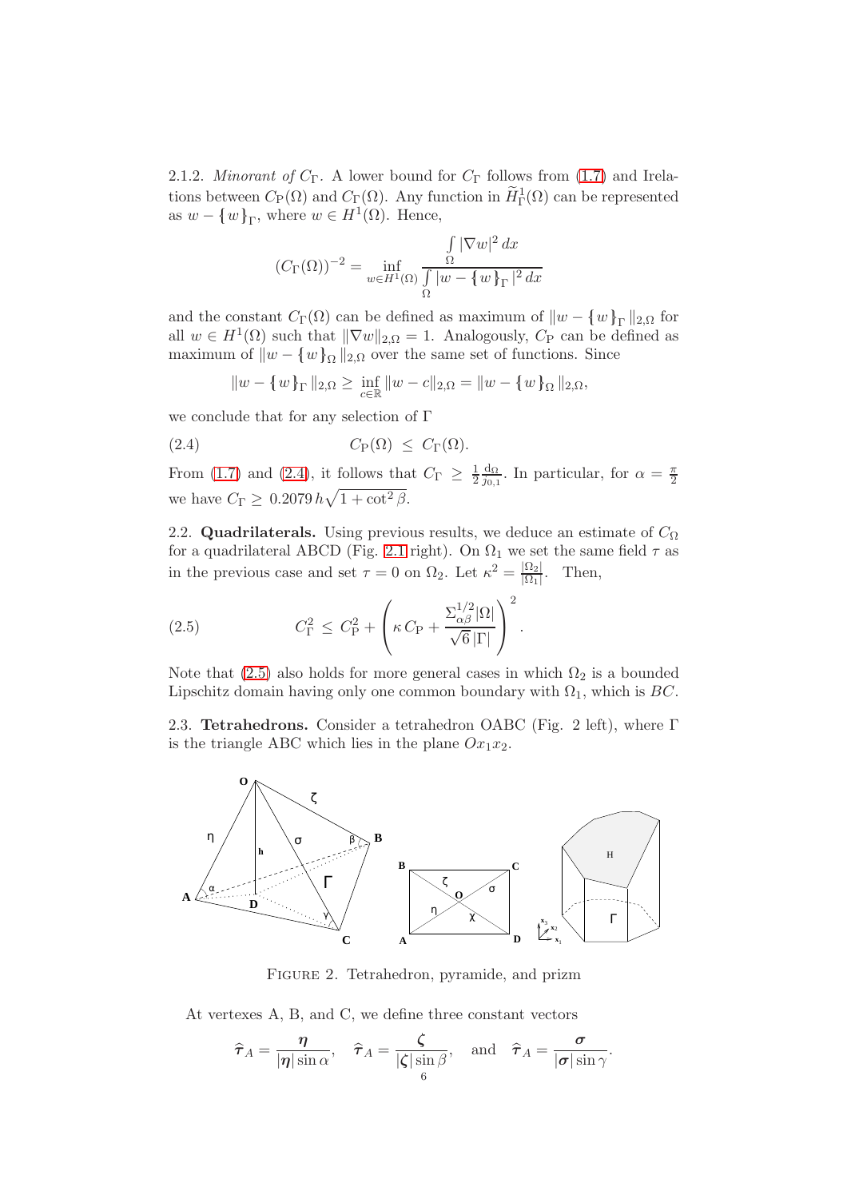2.1.2. *Minorant of* $C_\Gamma$. A lower bound for $C_\Gamma$ follows from (1.7) and Irelations between $C_{\rm P}(\Omega)$ and $C_\Gamma(\Omega)$. Any function in $\widetilde{H}^1_\Gamma(\Omega)$ can be represented as $w - \{w\}_\Gamma$, where $w \in H^1(\Omega)$. Hence,

$$(C_\Gamma(\Omega))^{-2} = \inf_{w\in H^1(\Omega)} \frac{\int\limits_\Omega |\nabla w|^2\,dx}{\int\limits_\Omega |w - \{w\}_\Gamma|^2\,dx}$$

and the constant $C_\Gamma(\Omega)$ can be defined as maximum of $\|w - \{w\}_\Gamma\|_{2,\Omega}$ for all $w \in H^1(\Omega)$ such that $\|\nabla w\|_{2,\Omega} = 1$. Analogously, $C_{\rm P}$ can be defined as maximum of $\|w - \{w\}_\Omega\|_{2,\Omega}$ over the same set of functions. Since

$$\|w - \{w\}_\Gamma\|_{2,\Omega} \geq \inf_{c\in\mathbb{R}} \|w - c\|_{2,\Omega} = \|w - \{w\}_\Omega\|_{2,\Omega},$$

we conclude that for any selection of $\Gamma$

$$C_{\rm P}(\Omega) \;\leq\; C_\Gamma(\Omega). \tag{2.4}$$

From (1.7) and (2.4), it follows that $C_\Gamma \;\geq\; \frac{1}{2}\frac{{\rm d}_\Omega}{j_{0,1}}$. In particular, for $\alpha = \frac{\pi}{2}$ we have $C_\Gamma \geq\; 0.2079\,h\sqrt{1+\cot^2\beta}$.

2.2. **Quadrilaterals.** Using previous results, we deduce an estimate of $C_\Omega$ for a quadrilateral ABCD (Fig. 2.1 right). On $\Omega_1$ we set the same field $\tau$ as in the previous case and set $\tau = 0$ on $\Omega_2$. Let $\kappa^2 = \frac{|\Omega_2|}{|\Omega_1|}$. Then,

$$C_\Gamma^2 \;\leq\; C_{\rm P}^2 + \left(\kappa\, C_{\rm P} + \frac{\Sigma_{\alpha\beta}^{1/2}|\Omega|}{\sqrt{6}\,|\Gamma|}\right)^2. \tag{2.5}$$

Note that (2.5) also holds for more general cases in which $\Omega_2$ is a bounded Lipschitz domain having only one common boundary with $\Omega_1$, which is $BC$.

2.3. **Tetrahedrons.** Consider a tetrahedron OABC (Fig. 2 left), where $\Gamma$ is the triangle ABC which lies in the plane $Ox_1x_2$.

FIGURE 2. Tetrahedron, pyramide, and prizm

At vertexes A, B, and C, we define three constant vectors

$$\widehat{\boldsymbol{\tau}}_A = \frac{\boldsymbol{\eta}}{|\boldsymbol{\eta}|\sin\alpha}, \quad \widehat{\boldsymbol{\tau}}_A = \frac{\boldsymbol{\zeta}}{|\boldsymbol{\zeta}|\sin\beta}, \quad \text{and} \quad \widehat{\boldsymbol{\tau}}_A = \frac{\boldsymbol{\sigma}}{|\boldsymbol{\sigma}|\sin\gamma}.$$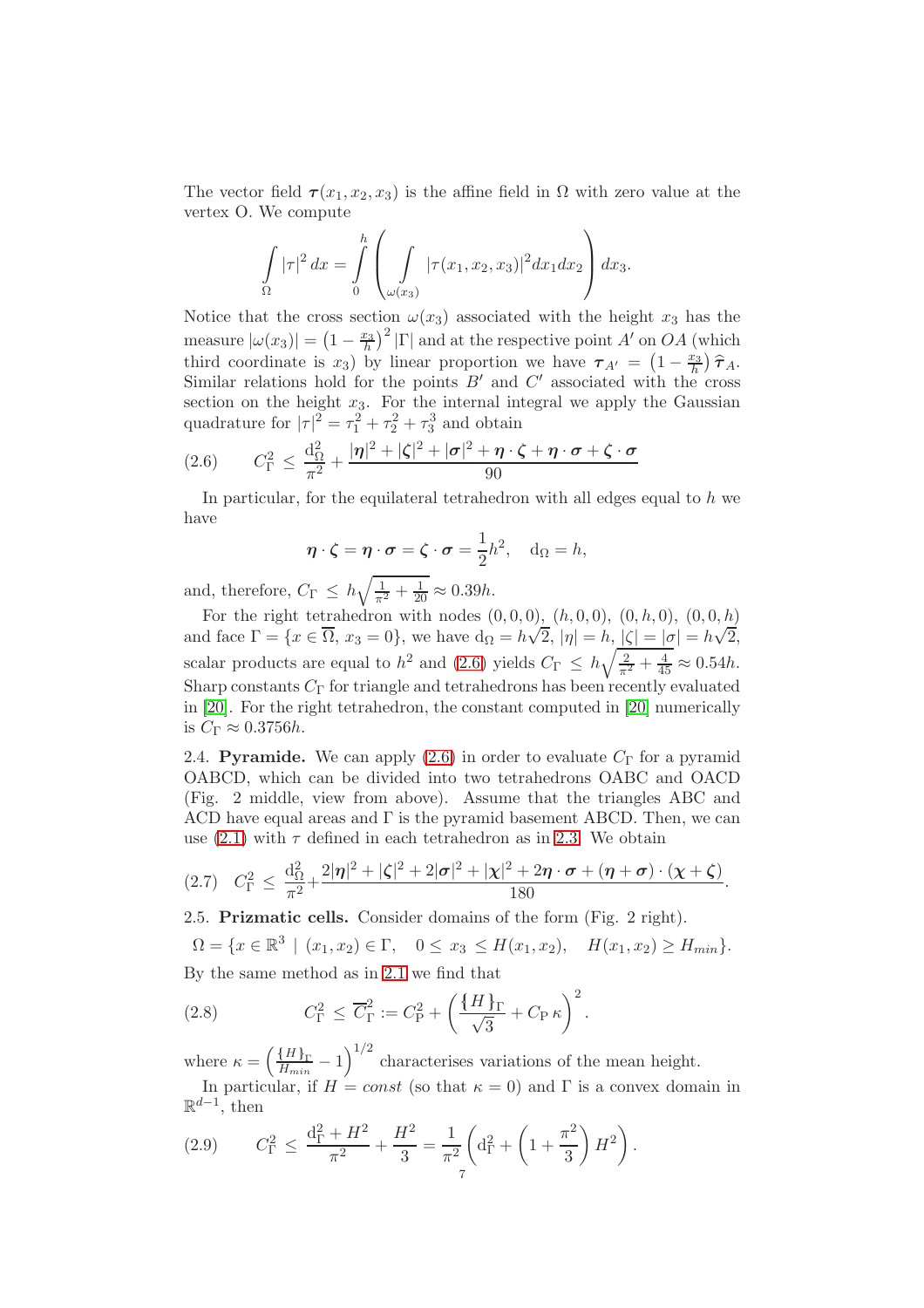The vector field $\boldsymbol{\tau}(x_1, x_2, x_3)$ is the affine field in $\Omega$ with zero value at the vertex O. We compute

$$\int_{\Omega} |\tau|^2 \, dx = \int_0^h \left( \int_{\omega(x_3)} |\tau(x_1, x_2, x_3)|^2 dx_1 dx_2 \right) dx_3.$$

Notice that the cross section $\omega(x_3)$ associated with the height $x_3$ has the measure $|\omega(x_3)| = \left(1 - \frac{x_3}{h}\right)^2 |\Gamma|$ and at the respective point $A'$ on $OA$ (which third coordinate is $x_3$) by linear proportion we have $\boldsymbol{\tau}_{A'} = \left(1 - \frac{x_3}{h}\right) \widehat{\boldsymbol{\tau}}_A$. Similar relations hold for the points $B'$ and $C'$ associated with the cross section on the height $x_3$. For the internal integral we apply the Gaussian quadrature for $|\tau|^2 = \tau_1^2 + \tau_2^2 + \tau_3^3$ and obtain

$$C_\Gamma^2 \le \frac{\mathrm{d}_\Omega^2}{\pi^2} + \frac{|\boldsymbol{\eta}|^2 + |\boldsymbol{\zeta}|^2 + |\boldsymbol{\sigma}|^2 + \boldsymbol{\eta} \cdot \boldsymbol{\zeta} + \boldsymbol{\eta} \cdot \boldsymbol{\sigma} + \boldsymbol{\zeta} \cdot \boldsymbol{\sigma}}{90} \tag{2.6}$$

In particular, for the equilateral tetrahedron with all edges equal to $h$ we have

$$\boldsymbol{\eta} \cdot \boldsymbol{\zeta} = \boldsymbol{\eta} \cdot \boldsymbol{\sigma} = \boldsymbol{\zeta} \cdot \boldsymbol{\sigma} = \frac{1}{2} h^2, \quad \mathrm{d}_\Omega = h,$$

and, therefore, $C_\Gamma \le h\sqrt{\frac{1}{\pi^2} + \frac{1}{20}} \approx 0.39h$.

For the right tetrahedron with nodes $(0, 0, 0)$, $(h, 0, 0)$, $(0, h, 0)$, $(0, 0, h)$ and face $\Gamma = \{x \in \overline{\Omega},\ x_3 = 0\}$, we have $\mathrm{d}_\Omega = h\sqrt{2}$, $|\eta| = h$, $|\zeta| = |\sigma| = h\sqrt{2}$, scalar products are equal to $h^2$ and (2.6) yields $C_\Gamma \le h\sqrt{\frac{2}{\pi^2} + \frac{4}{45}} \approx 0.54h$. Sharp constants $C_\Gamma$ for triangle and tetrahedrons has been recently evaluated in [20]. For the right tetrahedron, the constant computed in [20] numerically is $C_\Gamma \approx 0.3756h$.

2.4. **Pyramide.** We can apply (2.6) in order to evaluate $C_\Gamma$ for a pyramid OABCD, which can be divided into two tetrahedrons OABC and OACD (Fig. 2 middle, view from above). Assume that the triangles ABC and ACD have equal areas and $\Gamma$ is the pyramid basement ABCD. Then, we can use (2.1) with $\tau$ defined in each tetrahedron as in 2.3. We obtain

$$C_\Gamma^2 \le \frac{\mathrm{d}_\Omega^2}{\pi^2} + \frac{2|\boldsymbol{\eta}|^2 + |\boldsymbol{\zeta}|^2 + 2|\boldsymbol{\sigma}|^2 + |\boldsymbol{\chi}|^2 + 2\boldsymbol{\eta} \cdot \boldsymbol{\sigma} + (\boldsymbol{\eta} + \boldsymbol{\sigma}) \cdot (\boldsymbol{\chi} + \boldsymbol{\zeta})}{180}. \tag{2.7}$$

2.5. **Prizmatic cells.** Consider domains of the form (Fig. 2 right).

$$\Omega = \{x \in \mathbb{R}^3 \mid (x_1, x_2) \in \Gamma, \quad 0 \le x_3 \le H(x_1, x_2), \quad H(x_1, x_2) \ge H_{min}\}.$$

By the same method as in 2.1 we find that

$$C_\Gamma^2 \le \overline{C}_\Gamma^2 := C_\mathrm{P}^2 + \left( \frac{\{H\}_\Gamma}{\sqrt{3}} + C_\mathrm{P}\, \kappa \right)^2. \tag{2.8}$$

where $\kappa = \left( \frac{\{H\}_\Gamma}{H_{min}} - 1 \right)^{1/2}$ characterises variations of the mean height.

In particular, if $H = const$ (so that $\kappa = 0$) and $\Gamma$ is a convex domain in $\mathbb{R}^{d-1}$, then

$$C_\Gamma^2 \le \frac{\mathrm{d}_\Gamma^2 + H^2}{\pi^2} + \frac{H^2}{3} = \frac{1}{\pi^2} \left( \mathrm{d}_\Gamma^2 + \left(1 + \frac{\pi^2}{3}\right) H^2 \right). \tag{2.9}$$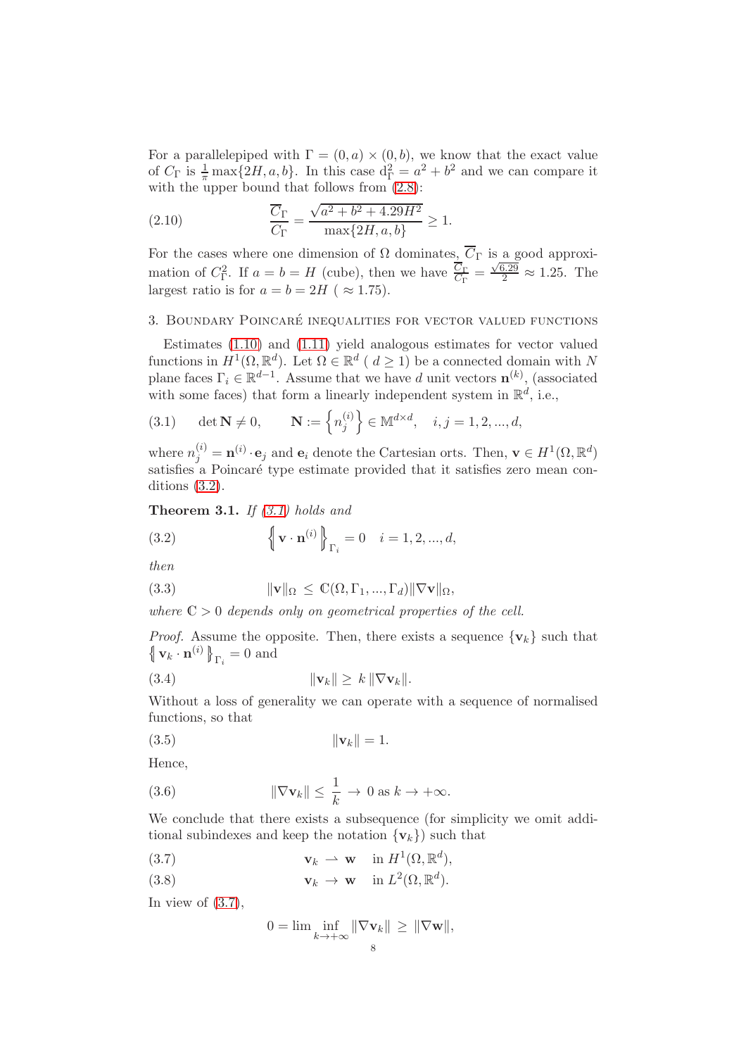For a parallelepiped with $\Gamma = (0,a) \times (0,b)$, we know that the exact value of $C_\Gamma$ is $\frac{1}{\pi}\max\{2H, a, b\}$. In this case $\mathrm{d}_\Gamma^2 = a^2 + b^2$ and we can compare it with the upper bound that follows from (2.8):

$$\frac{\overline{C}_\Gamma}{C_\Gamma} = \frac{\sqrt{a^2+b^2+4.29H^2}}{\max\{2H,a,b\}} \geq 1. \tag{2.10}$$

For the cases where one dimension of $\Omega$ dominates, $\overline{C}_\Gamma$ is a good approximation of $C_\Gamma^2$. If $a = b = H$ (cube), then we have $\frac{\overline{C}_\Gamma}{C_\Gamma} = \frac{\sqrt{6.29}}{2} \approx 1.25$. The largest ratio is for $a = b = 2H$ ( $\approx 1.75$).

## 3. Boundary Poincaré inequalities for vector valued functions

Estimates (1.10) and (1.11) yield analogous estimates for vector valued functions in $H^1(\Omega, \mathbb{R}^d)$. Let $\Omega \in \mathbb{R}^d$ ( $d \geq 1$) be a connected domain with $N$ plane faces $\Gamma_i \in \mathbb{R}^{d-1}$. Assume that we have $d$ unit vectors $\mathbf{n}^{(k)}$, (associated with some faces) that form a linearly independent system in $\mathbb{R}^d$, i.e.,

$$\det \mathbf{N} \neq 0, \qquad \mathbf{N} := \left\{ n_j^{(i)} \right\} \in \mathbb{M}^{d\times d}, \quad i,j = 1,2,...,d, \tag{3.1}$$

where $n_j^{(i)} = \mathbf{n}^{(i)} \cdot \mathbf{e}_j$ and $\mathbf{e}_i$ denote the Cartesian orts. Then, $\mathbf{v} \in H^1(\Omega, \mathbb{R}^d)$ satisfies a Poincaré type estimate provided that it satisfies zero mean conditions (3.2).

**Theorem 3.1.** *If (3.1) holds and*

$$\left\{\!\!\left| \mathbf{v}\cdot \mathbf{n}^{(i)} \right|\!\!\right\}_{\Gamma_i} = 0 \quad i = 1,2,...,d, \tag{3.2}$$

*then*

$$\|\mathbf{v}\|_\Omega \leq \mathbb{C}(\Omega, \Gamma_1, ..., \Gamma_d)\|\nabla \mathbf{v}\|_\Omega, \tag{3.3}$$

*where $\mathbb{C} > 0$ depends only on geometrical properties of the cell.*

*Proof.* Assume the opposite. Then, there exists a sequence $\{\mathbf{v}_k\}$ such that $\left\{\!\!\left| \mathbf{v}_k \cdot \mathbf{n}^{(i)} \right|\!\!\right\}_{\Gamma_i} = 0$ and

$$\|\mathbf{v}_k\| \geq k\,\|\nabla \mathbf{v}_k\|. \tag{3.4}$$

Without a loss of generality we can operate with a sequence of normalised functions, so that

$$\|\mathbf{v}_k\| = 1. \tag{3.5}$$

Hence,

$$\|\nabla \mathbf{v}_k\| \leq \frac{1}{k} \to 0 \text{ as } k \to +\infty. \tag{3.6}$$

We conclude that there exists a subsequence (for simplicity we omit additional subindexes and keep the notation $\{\mathbf{v}_k\}$) such that

$$\mathbf{v}_k \rightharpoonup \mathbf{w} \quad \text{in } H^1(\Omega, \mathbb{R}^d), \tag{3.7}$$

$$\mathbf{v}_k \to \mathbf{w} \quad \text{in } L^2(\Omega, \mathbb{R}^d). \tag{3.8}$$

In view of (3.7),

$$0 = \lim\inf_{k\to+\infty} \|\nabla \mathbf{v}_k\| \geq \|\nabla \mathbf{w}\|,$$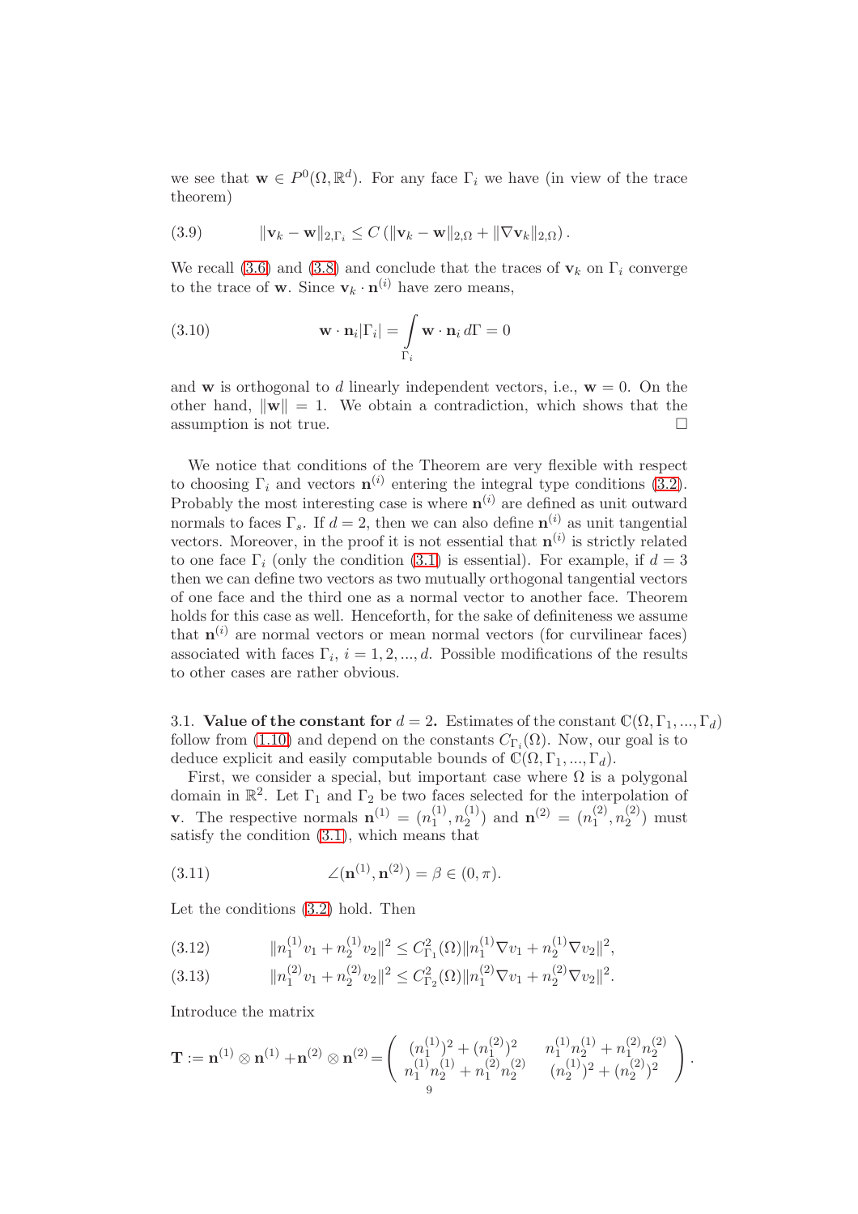we see that $\mathbf{w} \in P^0(\Omega, \mathbb{R}^d)$. For any face $\Gamma_i$ we have (in view of the trace theorem)

$$\|\mathbf{v}_k - \mathbf{w}\|_{2,\Gamma_i} \leq C\left(\|\mathbf{v}_k - \mathbf{w}\|_{2,\Omega} + \|\nabla \mathbf{v}_k\|_{2,\Omega}\right). \tag{3.9}$$

We recall (3.6) and (3.8) and conclude that the traces of $\mathbf{v}_k$ on $\Gamma_i$ converge to the trace of $\mathbf{w}$. Since $\mathbf{v}_k \cdot \mathbf{n}^{(i)}$ have zero means,

$$\mathbf{w} \cdot \mathbf{n}_i |\Gamma_i| = \int\limits_{\Gamma_i} \mathbf{w} \cdot \mathbf{n}_i \, d\Gamma = 0 \tag{3.10}$$

and $\mathbf{w}$ is orthogonal to $d$ linearly independent vectors, i.e., $\mathbf{w} = 0$. On the other hand, $\|\mathbf{w}\| = 1$. We obtain a contradiction, which shows that the assumption is not true. □

We notice that conditions of the Theorem are very flexible with respect to choosing $\Gamma_i$ and vectors $\mathbf{n}^{(i)}$ entering the integral type conditions (3.2). Probably the most interesting case is where $\mathbf{n}^{(i)}$ are defined as unit outward normals to faces $\Gamma_s$. If $d = 2$, then we can also define $\mathbf{n}^{(i)}$ as unit tangential vectors. Moreover, in the proof it is not essential that $\mathbf{n}^{(i)}$ is strictly related to one face $\Gamma_i$ (only the condition (3.1) is essential). For example, if $d = 3$ then we can define two vectors as two mutually orthogonal tangential vectors of one face and the third one as a normal vector to another face. Theorem holds for this case as well. Henceforth, for the sake of definiteness we assume that $\mathbf{n}^{(i)}$ are normal vectors or mean normal vectors (for curvilinear faces) associated with faces $\Gamma_i$, $i = 1, 2, ..., d$. Possible modifications of the results to other cases are rather obvious.

### 3.1. Value of the constant for $d = 2$.

Estimates of the constant $\mathbb{C}(\Omega, \Gamma_1, ..., \Gamma_d)$ follow from (1.10) and depend on the constants $C_{\Gamma_i}(\Omega)$. Now, our goal is to deduce explicit and easily computable bounds of $\mathbb{C}(\Omega, \Gamma_1, ..., \Gamma_d)$.

First, we consider a special, but important case where $\Omega$ is a polygonal domain in $\mathbb{R}^2$. Let $\Gamma_1$ and $\Gamma_2$ be two faces selected for the interpolation of $\mathbf{v}$. The respective normals $\mathbf{n}^{(1)} = (n_1^{(1)}, n_2^{(1)})$ and $\mathbf{n}^{(2)} = (n_1^{(2)}, n_2^{(2)})$ must satisfy the condition (3.1), which means that

$$\angle(\mathbf{n}^{(1)}, \mathbf{n}^{(2)}) = \beta \in (0, \pi). \tag{3.11}$$

Let the conditions (3.2) hold. Then

$$\|n_1^{(1)} v_1 + n_2^{(1)} v_2\|^2 \leq C^2_{\Gamma_1}(\Omega) \|n_1^{(1)} \nabla v_1 + n_2^{(1)} \nabla v_2\|^2, \tag{3.12}$$

$$\|n_1^{(2)} v_1 + n_2^{(2)} v_2\|^2 \leq C^2_{\Gamma_2}(\Omega) \|n_1^{(2)} \nabla v_1 + n_2^{(2)} \nabla v_2\|^2. \tag{3.13}$$

Introduce the matrix

$$\mathbf{T} := \mathbf{n}^{(1)} \otimes \mathbf{n}^{(1)} + \mathbf{n}^{(2)} \otimes \mathbf{n}^{(2)} = \begin{pmatrix} (n_1^{(1)})^2 + (n_1^{(2)})^2 & n_1^{(1)} n_2^{(1)} + n_1^{(2)} n_2^{(2)} \\ n_1^{(1)} n_2^{(1)} + n_1^{(2)} n_2^{(2)} & (n_2^{(1)})^2 + (n_2^{(2)})^2 \end{pmatrix}.$$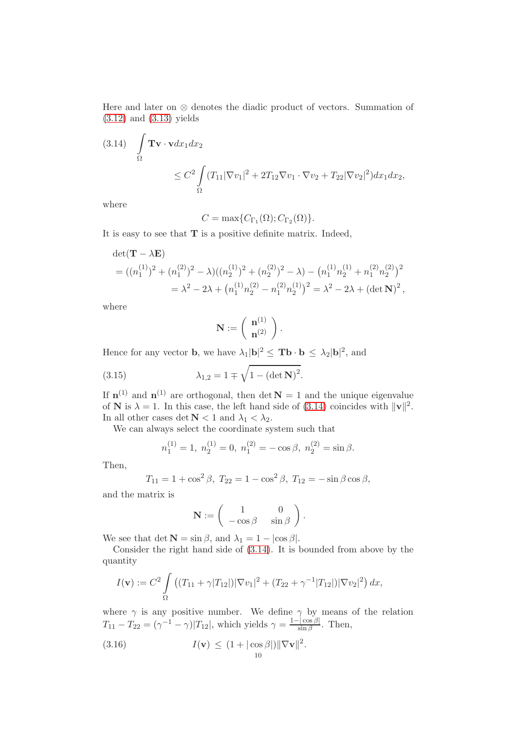Here and later on $\otimes$ denotes the diadic product of vectors. Summation of (3.12) and (3.13) yields

$$
\int_{\Omega} \mathbf{T}\mathbf{v}\cdot\mathbf{v}dx_1dx_2 \leq C^2\int_{\Omega}(T_{11}|\nabla v_1|^2 + 2T_{12}\nabla v_1\cdot\nabla v_2 + T_{22}|\nabla v_2|^2)dx_1dx_2, \tag{3.14}
$$

where

$$
C = \max\{C_{\Gamma_1}(\Omega); C_{\Gamma_2}(\Omega)\}.
$$

It is easy to see that $\mathbf{T}$ is a positive definite matrix. Indeed,

$$
\begin{aligned}
&\det(\mathbf{T}-\lambda\mathbf{E})\\
&= ((n_1^{(1)})^2 + (n_1^{(2)})^2 - \lambda)((n_2^{(1)})^2 + (n_2^{(2)})^2 - \lambda) - \left(n_1^{(1)}n_2^{(1)} + n_1^{(2)}n_2^{(2)}\right)^2\\
&\qquad = \lambda^2 - 2\lambda + \left(n_1^{(1)}n_2^{(2)} - n_1^{(2)}n_2^{(1)}\right)^2 = \lambda^2 - 2\lambda + (\det\mathbf{N})^2,
\end{aligned}
$$

where

$$
\mathbf{N} := \begin{pmatrix} \mathbf{n}^{(1)} \\ \mathbf{n}^{(2)} \end{pmatrix}.
$$

Hence for any vector $\mathbf{b}$, we have $\lambda_1|\mathbf{b}|^2 \leq \mathbf{T}\mathbf{b}\cdot\mathbf{b} \leq \lambda_2|\mathbf{b}|^2$, and

$$
\lambda_{1,2} = 1 \mp \sqrt{1-(\det\mathbf{N})^2}. \tag{3.15}
$$

If $\mathbf{n}^{(1)}$ and $\mathbf{n}^{(1)}$ are orthogonal, then $\det\mathbf{N} = 1$ and the unique eigenvalue of $\mathbf{N}$ is $\lambda = 1$. In this case, the left hand side of (3.14) coincides with $\|\mathbf{v}\|^2$. In all other cases $\det\mathbf{N} < 1$ and $\lambda_1 < \lambda_2$.

We can always select the coordinate system such that

$$
n_1^{(1)} = 1,\ n_2^{(1)} = 0,\ n_1^{(2)} = -\cos\beta,\ n_2^{(2)} = \sin\beta.
$$

Then,

$$
T_{11} = 1+\cos^2\beta,\ T_{22} = 1-\cos^2\beta,\ T_{12} = -\sin\beta\cos\beta,
$$

and the matrix is

$$
\mathbf{N} := \begin{pmatrix} 1 & 0 \\ -\cos\beta & \sin\beta \end{pmatrix}.
$$

We see that $\det\mathbf{N} = \sin\beta$, and $\lambda_1 = 1-|\cos\beta|$.

Consider the right hand side of (3.14). It is bounded from above by the quantity

$$
I(\mathbf{v}) := C^2\int_{\Omega}\left((T_{11}+\gamma|T_{12}|)|\nabla v_1|^2 + (T_{22}+\gamma^{-1}|T_{12}|)|\nabla v_2|^2\right)dx,
$$

where $\gamma$ is any positive number. We define $\gamma$ by means of the relation $T_{11} - T_{22} = (\gamma^{-1}-\gamma)|T_{12}|$, which yields $\gamma = \frac{1-|\cos\beta|}{\sin\beta}$. Then,

$$
I(\mathbf{v}) \leq (1+|\cos\beta|)\|\nabla\mathbf{v}\|^2. \tag{3.16}
$$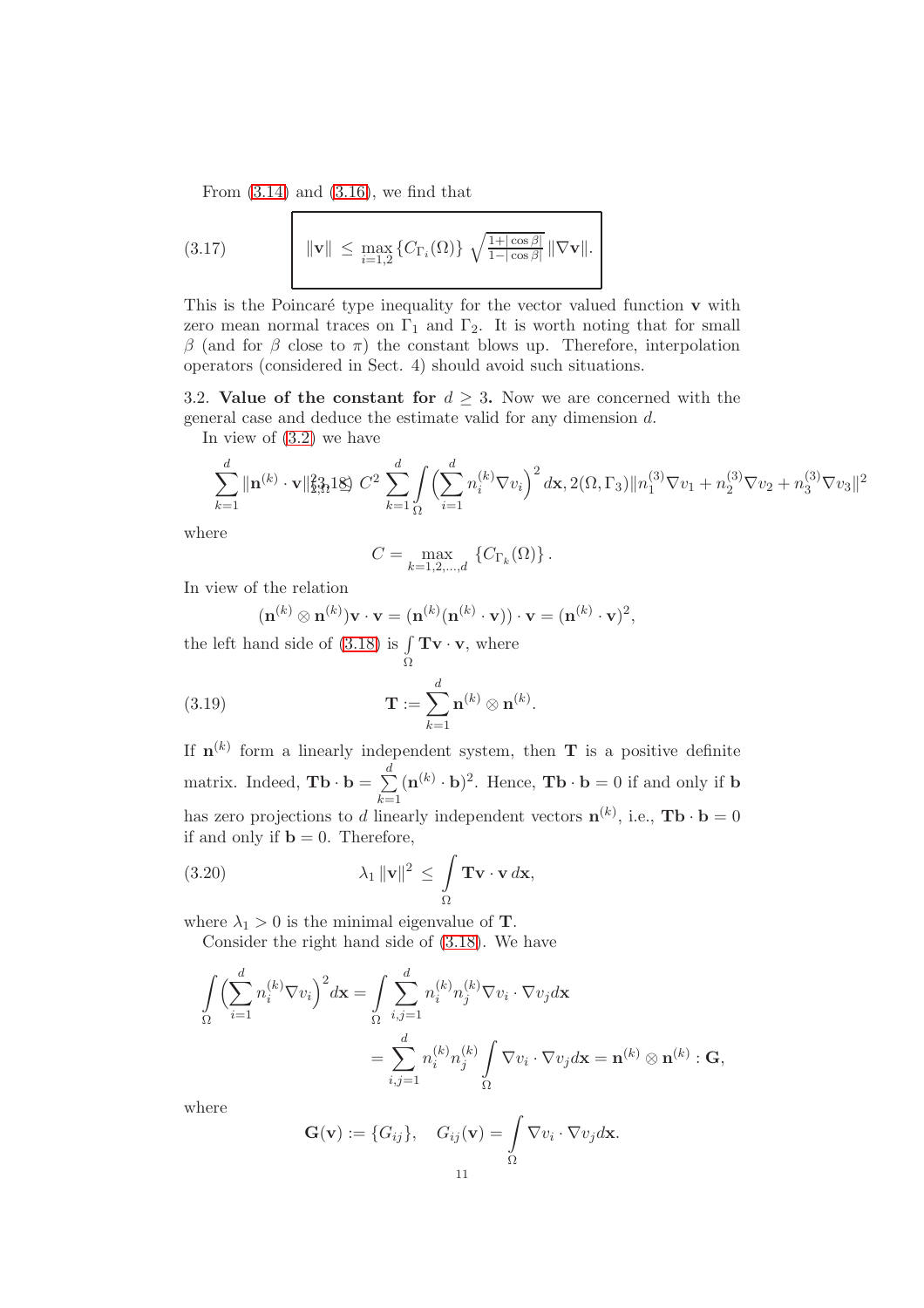From (3.14) and (3.16), we find that

$$
\|\mathbf{v}\| \le \max_{i=1,2}\{C_{\Gamma_i}(\Omega)\}\,\sqrt{\tfrac{1+|\cos\beta|}{1-|\cos\beta|}}\,\|\nabla\mathbf{v}\|. \tag{3.17}
$$

This is the Poincaré type inequality for the vector valued function $\mathbf{v}$ with zero mean normal traces on $\Gamma_1$ and $\Gamma_2$. It is worth noting that for small $\beta$ (and for $\beta$ close to $\pi$) the constant blows up. Therefore, interpolation operators (considered in Sect. 4) should avoid such situations.

3.2. **Value of the constant for $d \geq 3$.** Now we are concerned with the general case and deduce the estimate valid for any dimension $d$.

In view of (3.2) we have

$$
\sum_{k=1}^{d}\|\mathbf{n}^{(k)}\cdot\mathbf{v}\|^2_{2,\Omega} \overset{(3.18)}{\le} C^2\sum_{k=1}^{d}\int_\Omega\Big(\sum_{i=1}^{d}n_i^{(k)}\nabla v_i\Big)^2 d\mathbf{x}, 2(\Omega,\Gamma_3)\|n_1^{(3)}\nabla v_1 + n_2^{(3)}\nabla v_2 + n_3^{(3)}\nabla v_3\|^2
$$

where

$$
C = \max_{k=1,2,\dots,d}\{C_{\Gamma_k}(\Omega)\}.
$$

In view of the relation

$$
(\mathbf{n}^{(k)}\otimes\mathbf{n}^{(k)})\mathbf{v}\cdot\mathbf{v} = \mathbf{n}^{(k)}(\mathbf{n}^{(k)}\cdot\mathbf{v}))\cdot\mathbf{v} = (\mathbf{n}^{(k)}\cdot\mathbf{v})^2,
$$

the left hand side of (3.18) is $\int\limits_\Omega \mathbf{T}\mathbf{v}\cdot\mathbf{v}$, where

$$
\mathbf{T} := \sum_{k=1}^{d}\mathbf{n}^{(k)}\otimes\mathbf{n}^{(k)}. \tag{3.19}
$$

If $\mathbf{n}^{(k)}$ form a linearly independent system, then $\mathbf{T}$ is a positive definite matrix. Indeed, $\mathbf{T}\mathbf{b}\cdot\mathbf{b} = \sum\limits_{k=1}^{d}(\mathbf{n}^{(k)}\cdot\mathbf{b})^2$. Hence, $\mathbf{T}\mathbf{b}\cdot\mathbf{b} = 0$ if and only if $\mathbf{b}$ has zero projections to $d$ linearly independent vectors $\mathbf{n}^{(k)}$, i.e., $\mathbf{T}\mathbf{b}\cdot\mathbf{b} = 0$ if and only if $\mathbf{b} = 0$. Therefore,

$$
\lambda_1\,\|\mathbf{v}\|^2 \le \int_\Omega \mathbf{T}\mathbf{v}\cdot\mathbf{v}\,d\mathbf{x}, \tag{3.20}
$$

where $\lambda_1 > 0$ is the minimal eigenvalue of $\mathbf{T}$.

Consider the right hand side of (3.18). We have

$$
\begin{aligned}
\int_\Omega\Big(\sum_{i=1}^{d}n_i^{(k)}\nabla v_i\Big)^2 d\mathbf{x} &= \int_\Omega\sum_{i,j=1}^{d}n_i^{(k)}n_j^{(k)}\nabla v_i\cdot\nabla v_j d\mathbf{x}\\
&= \sum_{i,j=1}^{d}n_i^{(k)}n_j^{(k)}\int_\Omega\nabla v_i\cdot\nabla v_j d\mathbf{x} = \mathbf{n}^{(k)}\otimes\mathbf{n}^{(k)} : \mathbf{G},
\end{aligned}
$$

where

$$
\mathbf{G}(\mathbf{v}) := \{G_{ij}\},\quad G_{ij}(\mathbf{v}) = \int_\Omega\nabla v_i\cdot\nabla v_j d\mathbf{x}.
$$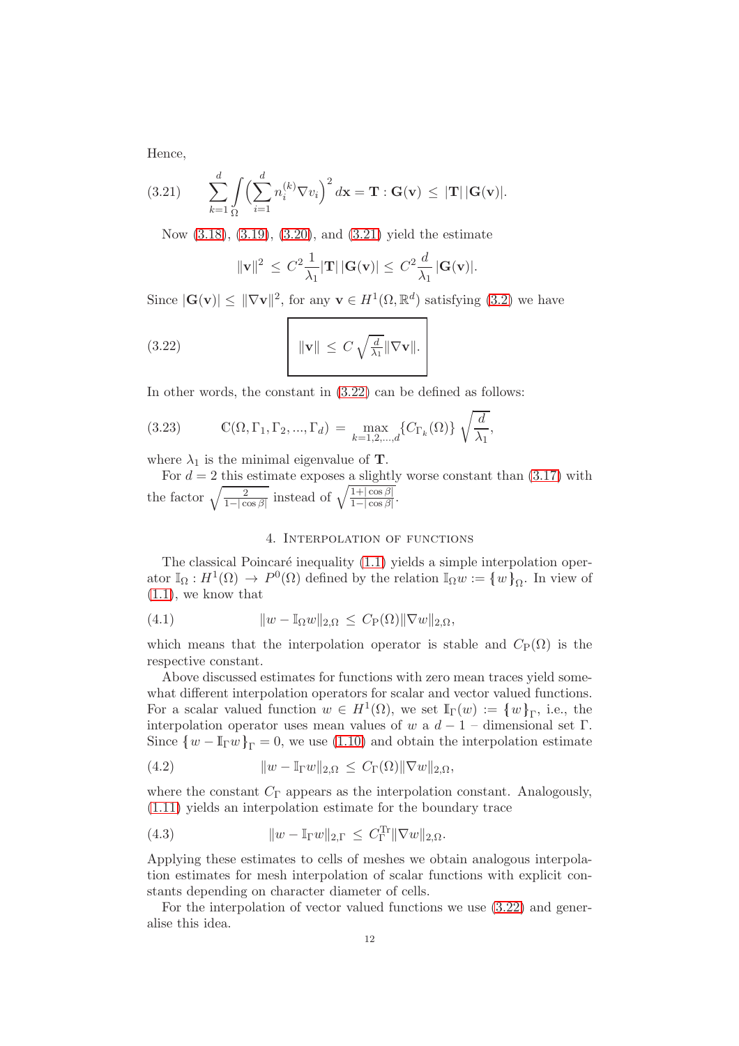Hence,

$$\sum_{k=1}^{d}\int_{\Omega}\Big(\sum_{i=1}^{d} n_i^{(k)}\nabla v_i\Big)^2\,d\mathbf{x} = \mathbf{T}:\mathbf{G}(\mathbf{v}) \;\le\; |\mathbf{T}|\,|\mathbf{G}(\mathbf{v})|. \tag{3.21}$$

Now (3.18), (3.19), (3.20), and (3.21) yield the estimate

$$\|\mathbf{v}\|^2 \;\le\; C^2\frac{1}{\lambda_1}|\mathbf{T}|\,|\mathbf{G}(\mathbf{v})| \le C^2\frac{d}{\lambda_1}\,|\mathbf{G}(\mathbf{v})|.$$

Since $|\mathbf{G}(\mathbf{v})| \le \|\nabla\mathbf{v}\|^2$, for any $\mathbf{v}\in H^1(\Omega,\mathbb{R}^d)$ satisfying (3.2) we have

$$\boxed{\|\mathbf{v}\| \;\le\; C\,\sqrt{\tfrac{d}{\lambda_1}}\|\nabla\mathbf{v}\|.} \tag{3.22}$$

In other words, the constant in (3.22) can be defined as follows:

$$\mathbb{C}(\Omega,\Gamma_1,\Gamma_2,...,\Gamma_d) \;=\; \max_{k=1,2,...,d}\{C_{\Gamma_k}(\Omega)\}\,\sqrt{\frac{d}{\lambda_1}}, \tag{3.23}$$

where $\lambda_1$ is the minimal eigenvalue of $\mathbf{T}$.

For $d=2$ this estimate exposes a slightly worse constant than (3.17) with the factor $\sqrt{\frac{2}{1-|\cos\beta|}}$ instead of $\sqrt{\frac{1+|\cos\beta|}{1-|\cos\beta|}}$.

## 4. Interpolation of functions

The classical Poincaré inequality (1.1) yields a simple interpolation operator $\mathbb{I}_\Omega : H^1(\Omega)\to P^0(\Omega)$ defined by the relation $\mathbb{I}_\Omega w := \{\,w\,\}_\Omega$. In view of (1.1), we know that

$$\|w-\mathbb{I}_\Omega w\|_{2,\Omega} \;\le\; C_{\rm P}(\Omega)\|\nabla w\|_{2,\Omega}, \tag{4.1}$$

which means that the interpolation operator is stable and $C_{\rm P}(\Omega)$ is the respective constant.

Above discussed estimates for functions with zero mean traces yield somewhat different interpolation operators for scalar and vector valued functions. For a scalar valued function $w\in H^1(\Omega)$, we set $\mathbb{I}_\Gamma(w) := \{\,w\,\}_\Gamma$, i.e., the interpolation operator uses mean values of $w$ a $d-1$ – dimensional set $\Gamma$. Since $\{\,w-\mathbb{I}_\Gamma w\,\}_\Gamma = 0$, we use (1.10) and obtain the interpolation estimate

$$\|w-\mathbb{I}_\Gamma w\|_{2,\Omega} \;\le\; C_\Gamma(\Omega)\|\nabla w\|_{2,\Omega}, \tag{4.2}$$

where the constant $C_\Gamma$ appears as the interpolation constant. Analogously, (1.11) yields an interpolation estimate for the boundary trace

$$\|w-\mathbb{I}_\Gamma w\|_{2,\Gamma} \;\le\; C^{\rm Tr}_\Gamma\|\nabla w\|_{2,\Omega}. \tag{4.3}$$

Applying these estimates to cells of meshes we obtain analogous interpolation estimates for mesh interpolation of scalar functions with explicit constants depending on character diameter of cells.

For the interpolation of vector valued functions we use (3.22) and generalise this idea.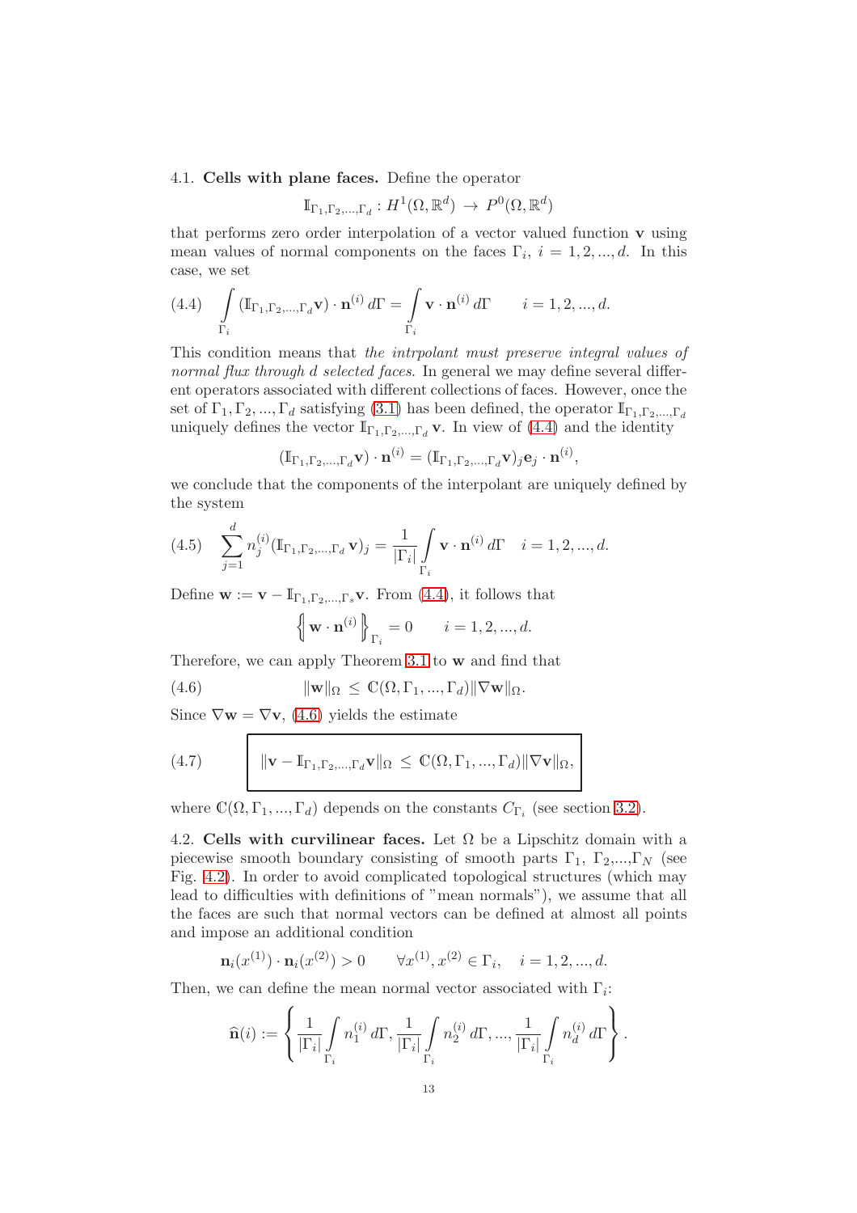## 4.1. **Cells with plane faces.**

Define the operator

$$\mathbb{I}_{\Gamma_1,\Gamma_2,\ldots,\Gamma_d} : H^1(\Omega,\mathbb{R}^d) \to P^0(\Omega,\mathbb{R}^d)$$

that performs zero order interpolation of a vector valued function $\mathbf{v}$ using mean values of normal components on the faces $\Gamma_i$, $i = 1, 2, \ldots, d$. In this case, we set

$$\int\limits_{\Gamma_i} (\mathbb{I}_{\Gamma_1,\Gamma_2,\ldots,\Gamma_d}\mathbf{v}) \cdot \mathbf{n}^{(i)} \, d\Gamma = \int\limits_{\Gamma_i} \mathbf{v} \cdot \mathbf{n}^{(i)} \, d\Gamma \qquad i = 1, 2, \ldots, d. \tag{4.4}$$

This condition means that *the intrpolant must preserve integral values of normal flux through d selected faces.* In general we may define several different operators associated with different collections of faces. However, once the set of $\Gamma_1, \Gamma_2, \ldots, \Gamma_d$ satisfying (3.1) has been defined, the operator $\mathbb{I}_{\Gamma_1,\Gamma_2,\ldots,\Gamma_d}$ uniquely defines the vector $\mathbb{I}_{\Gamma_1,\Gamma_2,\ldots,\Gamma_d}\mathbf{v}$. In view of (4.4) and the identity

$$(\mathbb{I}_{\Gamma_1,\Gamma_2,\ldots,\Gamma_d}\mathbf{v}) \cdot \mathbf{n}^{(i)} = (\mathbb{I}_{\Gamma_1,\Gamma_2,\ldots,\Gamma_d}\mathbf{v})_j \mathbf{e}_j \cdot \mathbf{n}^{(i)},$$

we conclude that the components of the interpolant are uniquely defined by the system

$$\sum_{j=1}^{d} n_j^{(i)} (\mathbb{I}_{\Gamma_1,\Gamma_2,\ldots,\Gamma_d}\mathbf{v})_j = \frac{1}{|\Gamma_i|} \int\limits_{\Gamma_i} \mathbf{v} \cdot \mathbf{n}^{(i)} \, d\Gamma \quad i = 1, 2, \ldots, d. \tag{4.5}$$

Define $\mathbf{w} := \mathbf{v} - \mathbb{I}_{\Gamma_1,\Gamma_2,\ldots,\Gamma_s}\mathbf{v}$. From (4.4), it follows that

$$\left\{\!\!\left| \mathbf{w} \cdot \mathbf{n}^{(i)} \right|\!\!\right\}_{\Gamma_i} = 0 \qquad i = 1, 2, \ldots, d.$$

Therefore, we can apply Theorem 3.1 to $\mathbf{w}$ and find that

$$\|\mathbf{w}\|_\Omega \leq \mathbb{C}(\Omega, \Gamma_1, \ldots, \Gamma_d) \|\nabla \mathbf{w}\|_\Omega. \tag{4.6}$$

Since $\nabla \mathbf{w} = \nabla \mathbf{v}$, (4.6) yields the estimate

$$\boxed{\|\mathbf{v} - \mathbb{I}_{\Gamma_1,\Gamma_2,\ldots,\Gamma_d}\mathbf{v}\|_\Omega \leq \mathbb{C}(\Omega, \Gamma_1, \ldots, \Gamma_d) \|\nabla \mathbf{v}\|_\Omega,} \tag{4.7}$$

where $\mathbb{C}(\Omega, \Gamma_1, \ldots, \Gamma_d)$ depends on the constants $C_{\Gamma_i}$ (see section 3.2).

## 4.2. **Cells with curvilinear faces.**

Let $\Omega$ be a Lipschitz domain with a piecewise smooth boundary consisting of smooth parts $\Gamma_1$, $\Gamma_2$,...,$\Gamma_N$ (see Fig. 4.2). In order to avoid complicated topological structures (which may lead to difficulties with definitions of "mean normals"), we assume that all the faces are such that normal vectors can be defined at almost all points and impose an additional condition

$$\mathbf{n}_i(x^{(1)}) \cdot \mathbf{n}_i(x^{(2)}) > 0 \qquad \forall x^{(1)}, x^{(2)} \in \Gamma_i, \quad i = 1, 2, \ldots, d.$$

Then, we can define the mean normal vector associated with $\Gamma_i$:

$$\widehat{\mathbf{n}}(i) := \left\{ \frac{1}{|\Gamma_i|} \int\limits_{\Gamma_i} n_1^{(i)} \, d\Gamma, \frac{1}{|\Gamma_i|} \int\limits_{\Gamma_i} n_2^{(i)} \, d\Gamma, \ldots, \frac{1}{|\Gamma_i|} \int\limits_{\Gamma_i} n_d^{(i)} \, d\Gamma \right\}.$$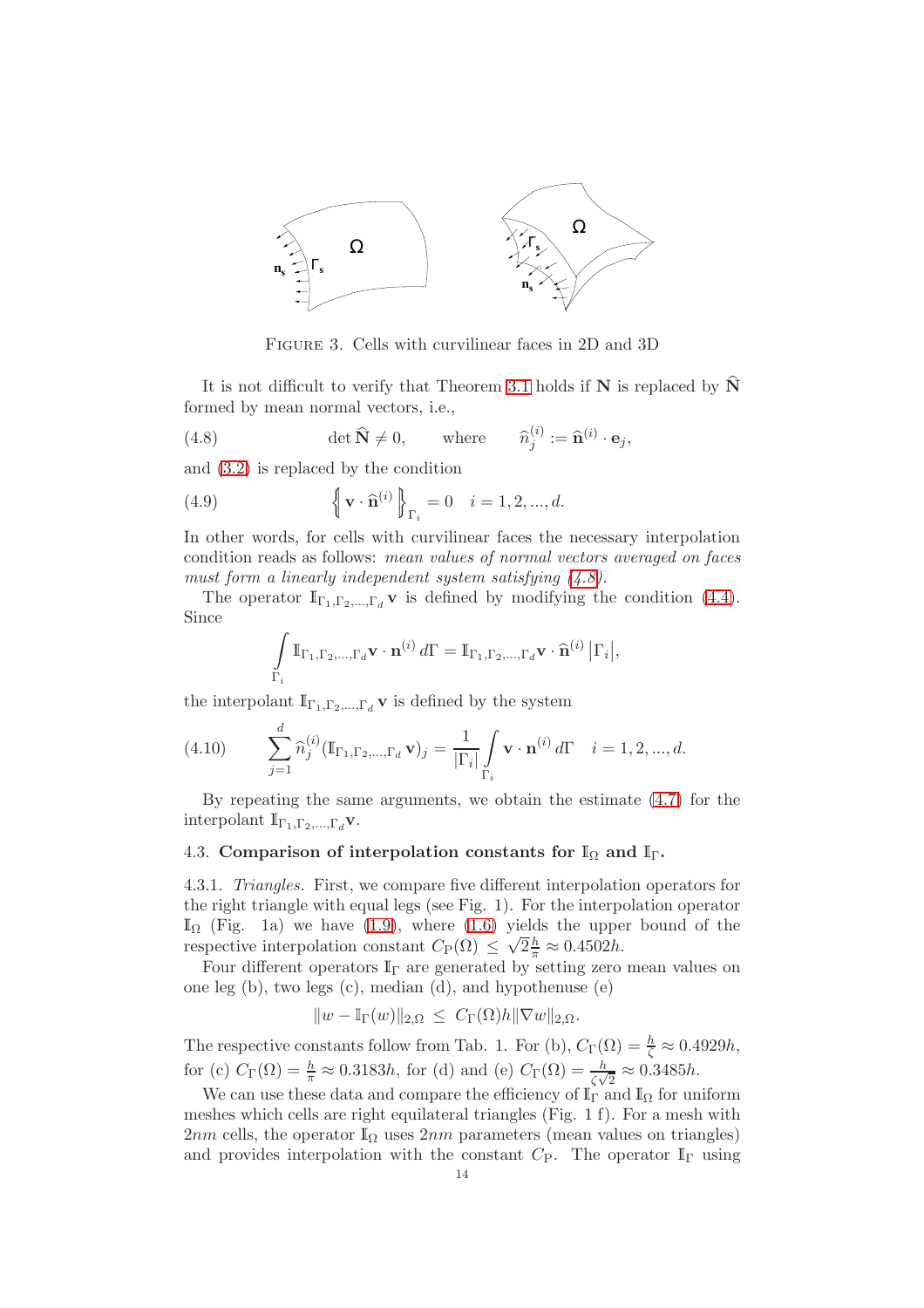FIGURE 3. Cells with curvilinear faces in 2D and 3D

It is not difficult to verify that Theorem 3.1 holds if $\mathbf{N}$ is replaced by $\widehat{\mathbf{N}}$ formed by mean normal vectors, i.e.,

$$\det \widehat{\mathbf{N}} \neq 0, \qquad \text{where} \qquad \widehat{n}^{(i)}_j := \widehat{\mathbf{n}}^{(i)} \cdot \mathbf{e}_j, \tag{4.8}$$

and (3.2) is replaced by the condition

$$\left\{\!\!\left| \mathbf{v} \cdot \widehat{\mathbf{n}}^{(i)} \right|\!\!\right\}_{\Gamma_i} = 0 \quad i = 1, 2, ..., d. \tag{4.9}$$

In other words, for cells with curvilinear faces the necessary interpolation condition reads as follows: *mean values of normal vectors averaged on faces must form a linearly independent system satisfying (4.8).*

The operator $\mathbb{I}_{\Gamma_1,\Gamma_2,...,\Gamma_d}\mathbf{v}$ is defined by modifying the condition (4.4). Since

$$\int\limits_{\Gamma_i} \mathbb{I}_{\Gamma_1,\Gamma_2,...,\Gamma_d}\mathbf{v} \cdot \mathbf{n}^{(i)}\, d\Gamma = \mathbb{I}_{\Gamma_1,\Gamma_2,...,\Gamma_d}\mathbf{v} \cdot \widehat{\mathbf{n}}^{(i)} \left|\Gamma_i\right|,$$

the interpolant $\mathbb{I}_{\Gamma_1,\Gamma_2,...,\Gamma_d}\mathbf{v}$ is defined by the system

$$\sum_{j=1}^{d} \widehat{n}^{(i)}_j (\mathbb{I}_{\Gamma_1,\Gamma_2,...,\Gamma_d}\mathbf{v})_j = \frac{1}{|\Gamma_i|} \int\limits_{\Gamma_i} \mathbf{v} \cdot \mathbf{n}^{(i)}\, d\Gamma \quad i = 1, 2, ..., d. \tag{4.10}$$

By repeating the same arguments, we obtain the estimate (4.7) for the interpolant $\mathbb{I}_{\Gamma_1,\Gamma_2,...,\Gamma_d}\mathbf{v}$.

### 4.3. Comparison of interpolation constants for $\mathbb{I}_\Omega$ and $\mathbb{I}_\Gamma$.

4.3.1. *Triangles.* First, we compare five different interpolation operators for the right triangle with equal legs (see Fig. 1). For the interpolation operator $\mathbb{I}_\Omega$ (Fig. 1a) we have (1.9), where (1.6) yields the upper bound of the respective interpolation constant $C_{\rm P}(\Omega) \leq \sqrt{2}\frac{h}{\pi} \approx 0.4502h$.

Four different operators $\mathbb{I}_\Gamma$ are generated by setting zero mean values on one leg (b), two legs (c), median (d), and hypothenuse (e)

$$\|w - \mathbb{I}_\Gamma(w)\|_{2,\Omega} \leq C_\Gamma(\Omega) h \|\nabla w\|_{2,\Omega}.$$

The respective constants follow from Tab. 1. For (b), $C_\Gamma(\Omega) = \frac{h}{\zeta} \approx 0.4929h$, for (c) $C_\Gamma(\Omega) = \frac{h}{\pi} \approx 0.3183h$, for (d) and (e) $C_\Gamma(\Omega) = \frac{h}{\zeta\sqrt{2}} \approx 0.3485h$.

We can use these data and compare the efficiency of $\mathbb{I}_\Gamma$ and $\mathbb{I}_\Omega$ for uniform meshes which cells are right equilateral triangles (Fig. 1 f). For a mesh with $2nm$ cells, the operator $\mathbb{I}_\Omega$ uses $2nm$ parameters (mean values on triangles) and provides interpolation with the constant $C_{\rm P}$. The operator $\mathbb{I}_\Gamma$ using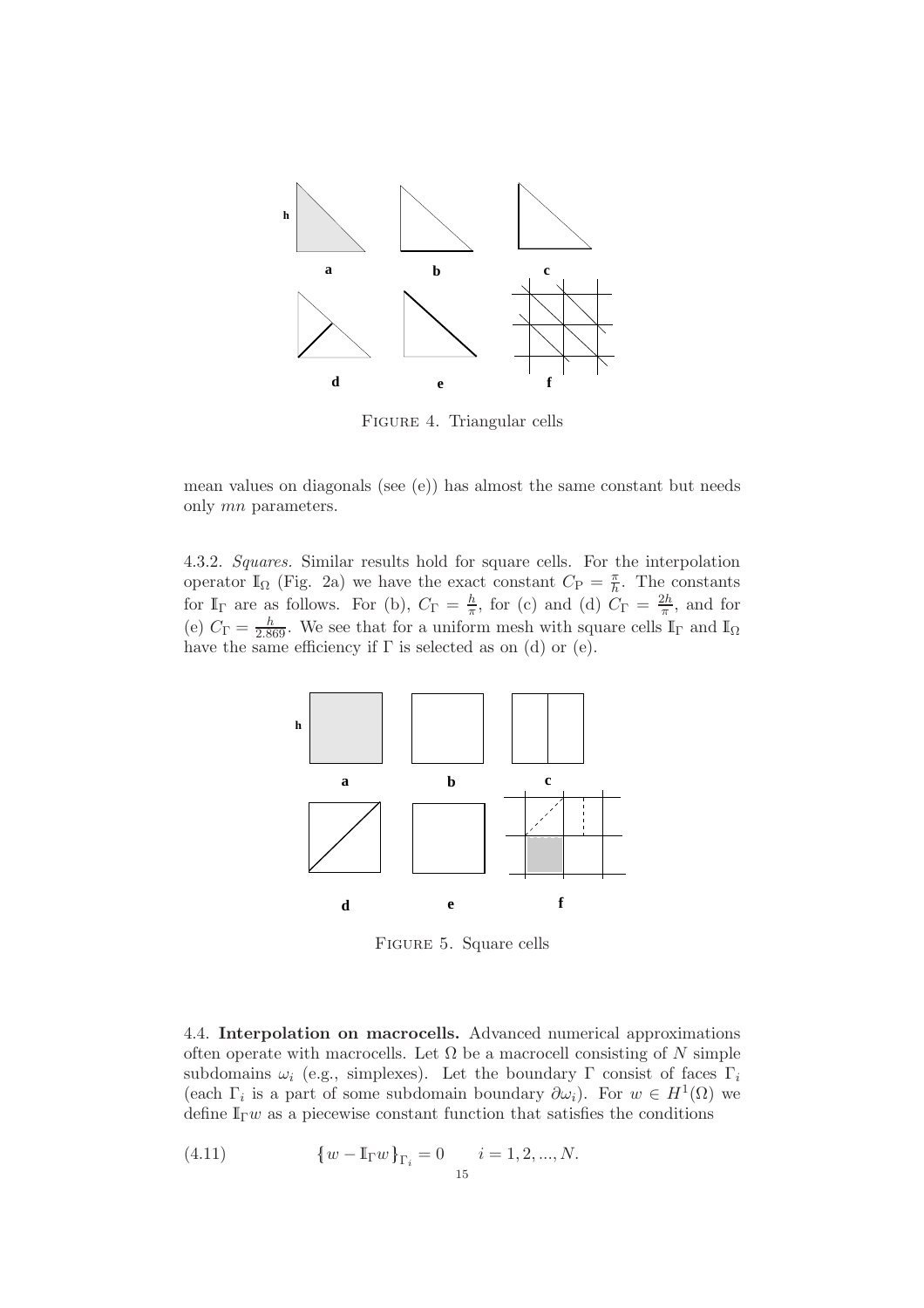FIGURE 4. Triangular cells

mean values on diagonals (see (e)) has almost the same constant but needs only $mn$ parameters.

4.3.2. *Squares.* Similar results hold for square cells. For the interpolation operator $\mathbb{I}_\Omega$ (Fig. 2a) we have the exact constant $C_{\rm P} = \frac{\pi}{h}$. The constants for $\mathbb{I}_\Gamma$ are as follows. For (b), $C_\Gamma = \frac{h}{\pi}$, for (c) and (d) $C_\Gamma = \frac{2h}{\pi}$, and for (e) $C_\Gamma = \frac{h}{2.869}$. We see that for a uniform mesh with square cells $\mathbb{I}_\Gamma$ and $\mathbb{I}_\Omega$ have the same efficiency if $\Gamma$ is selected as on (d) or (e).

FIGURE 5. Square cells

4.4. **Interpolation on macrocells.** Advanced numerical approximations often operate with macrocells. Let $\Omega$ be a macrocell consisting of $N$ simple subdomains $\omega_i$ (e.g., simplexes). Let the boundary $\Gamma$ consist of faces $\Gamma_i$ (each $\Gamma_i$ is a part of some subdomain boundary $\partial\omega_i$). For $w \in H^1(\Omega)$ we define $\mathbb{I}_\Gamma w$ as a piecewise constant function that satisfies the conditions

$$\{w - \mathbb{I}_\Gamma w\}_{\Gamma_i} = 0 \qquad i = 1, 2, ..., N. \tag{4.11}$$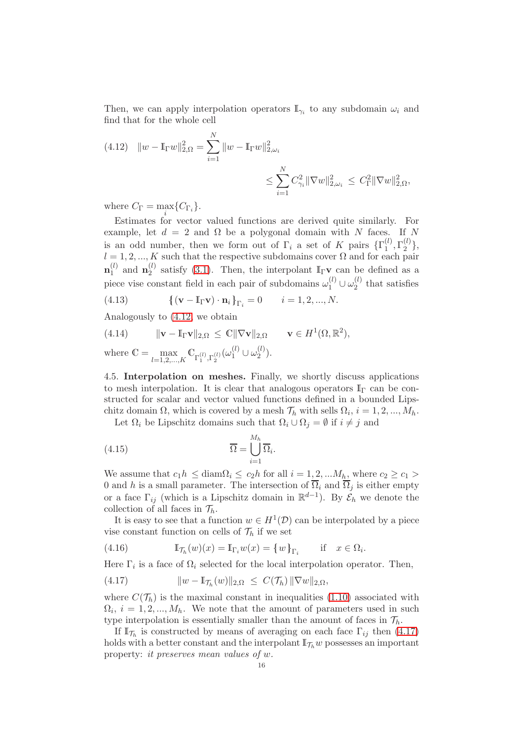Then, we can apply interpolation operators $\mathbb{I}_{\gamma_i}$ to any subdomain $\omega_i$ and find that for the whole cell

$$
(4.12)\quad \|w - \mathbb{I}_\Gamma w\|^2_{2,\Omega} = \sum_{i=1}^{N} \|w - \mathbb{I}_\Gamma w\|^2_{2,\omega_i} \leq \sum_{i=1}^{N} C^2_{\gamma_i} \|\nabla w\|^2_{2,\omega_i} \leq C^2_\Gamma \|\nabla w\|^2_{2,\Omega},
$$

where $C_\Gamma = \max\limits_i \{C_{\Gamma_i}\}$.

Estimates for vector valued functions are derived quite similarly. For example, let $d = 2$ and $\Omega$ be a polygonal domain with $N$ faces. If $N$ is an odd number, then we form out of $\Gamma_i$ a set of $K$ pairs $\{\Gamma^{(l)}_1, \Gamma^{(l)}_2\}$, $l = 1, 2, ..., K$ such that the respective subdomains cover $\Omega$ and for each pair $\mathbf{n}^{(l)}_1$ and $\mathbf{n}^{(l)}_2$ satisfy (3.1). Then, the interpolant $\mathbb{I}_\Gamma \mathbf{v}$ can be defined as a piece vise constant field in each pair of subdomains $\omega^{(l)}_1 \cup \omega^{(l)}_2$ that satisfies

$$
(4.13)\qquad \{\, (\mathbf{v} - \mathbb{I}_\Gamma \mathbf{v}) \cdot \mathbf{n}_i \,\}_{\Gamma_i} = 0 \qquad i = 1, 2, ..., N.
$$

Analogously to (4.12) we obtain

$$
(4.14)\qquad \|\mathbf{v} - \mathbb{I}_\Gamma \mathbf{v}\|_{2,\Omega} \leq \mathbb{C} \|\nabla \mathbf{v}\|_{2,\Omega} \qquad \mathbf{v} \in H^1(\Omega, \mathbb{R}^2),
$$

where $\mathbb{C} = \max\limits_{l=1,2,...,K} \mathbb{C}_{\Gamma^{(l)}_1, \Gamma^{(l)}_2}(\omega^{(l)}_1 \cup \omega^{(l)}_2)$.

**4.5. Interpolation on meshes.** Finally, we shortly discuss applications to mesh interpolation. It is clear that analogous operators $\mathbb{I}_\Gamma$ can be constructed for scalar and vector valued functions defined in a bounded Lipschitz domain $\Omega$, which is covered by a mesh $\mathcal{T}_h$ with sells $\Omega_i$, $i = 1, 2, ..., M_h$.

Let $\Omega_i$ be Lipschitz domains such that $\Omega_i \cup \Omega_j = \emptyset$ if $i \neq j$ and

$$
(4.15)\qquad \overline{\Omega} = \bigcup_{i=1}^{M_h} \overline{\Omega}_i.
$$

We assume that $c_1 h \leq \operatorname{diam}\Omega_i \leq c_2 h$ for all $i = 1, 2, ...M_h$, where $c_2 \geq c_1 > 0$ and $h$ is a small parameter. The intersection of $\overline{\Omega}_i$ and $\overline{\Omega}_j$ is either empty or a face $\Gamma_{ij}$ (which is a Lipschitz domain in $\mathbb{R}^{d-1}$). By $\mathcal{E}_h$ we denote the collection of all faces in $\mathcal{T}_h$.

It is easy to see that a function $w \in H^1(\mathcal{D})$ can be interpolated by a piece vise constant function on cells of $\mathcal{T}_h$ if we set

$$
(4.16)\qquad \mathbb{I}_{\mathcal{T}_h}(w)(x) = \mathbb{I}_{\Gamma_i} w(x) = \{\, w \,\}_{\Gamma_i} \qquad \text{if} \quad x \in \Omega_i.
$$

Here $\Gamma_i$ is a face of $\Omega_i$ selected for the local interpolation operator. Then,

$$
(4.17)\qquad \|w - \mathbb{I}_{\mathcal{T}_h}(w)\|_{2,\Omega} \leq C(\mathcal{T}_h) \, \|\nabla w\|_{2,\Omega},
$$

where $C(\mathcal{T}_h)$ is the maximal constant in inequalities (1.10) associated with $\Omega_i$, $i = 1, 2, ..., M_h$. We note that the amount of parameters used in such type interpolation is essentially smaller than the amount of faces in $\mathcal{T}_h$.

If $\mathbb{I}_{\mathcal{T}_h}$ is constructed by means of averaging on each face $\Gamma_{ij}$ then (4.17) holds with a better constant and the interpolant $\mathbb{I}_{\mathcal{T}_h} w$ possesses an important property: *it preserves mean values of* $w$.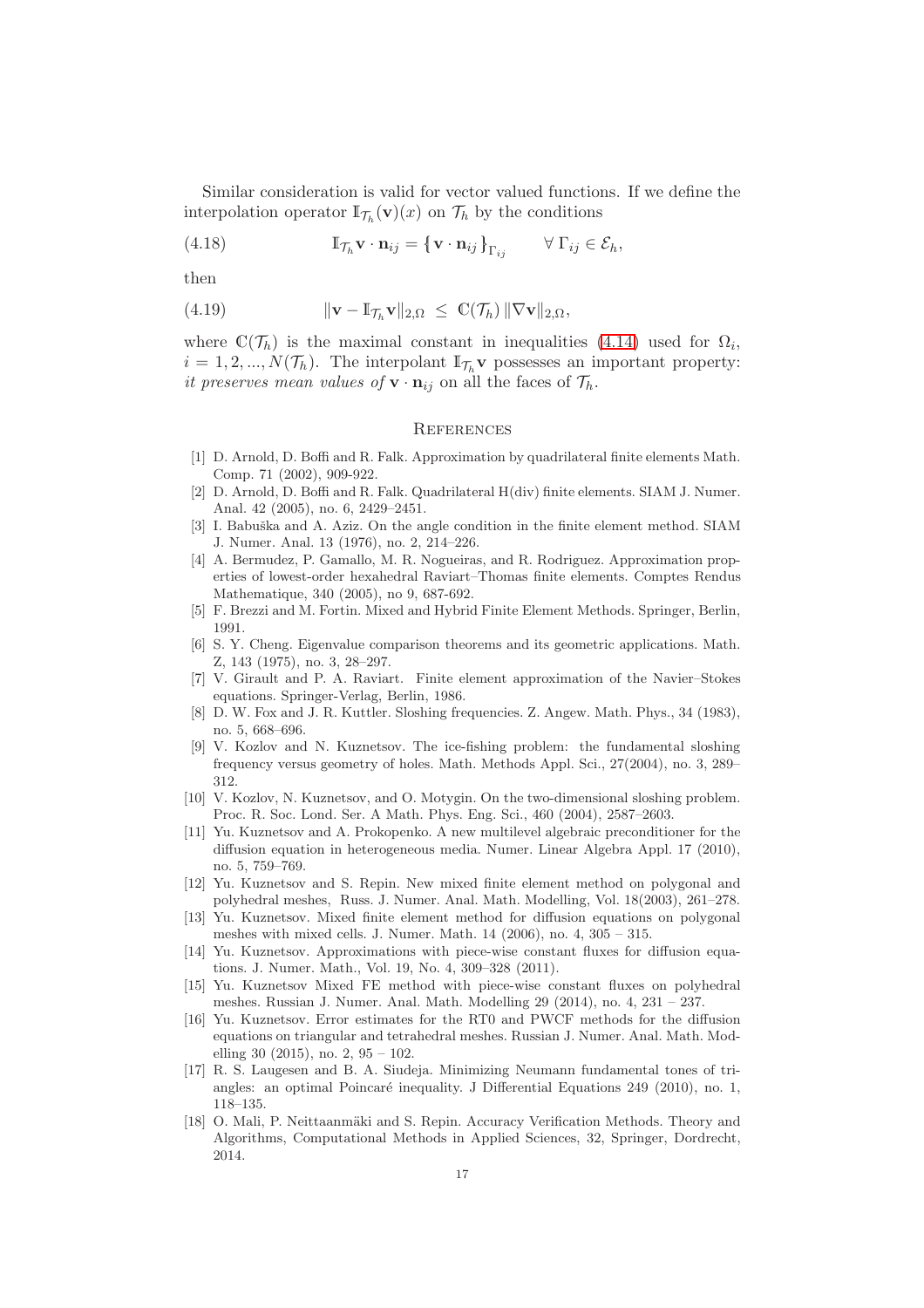Similar consideration is valid for vector valued functions. If we define the interpolation operator $\mathbb{I}_{\mathcal{T}_h}(\mathbf{v})(x)$ on $\mathcal{T}_h$ by the conditions

$$\mathbb{I}_{\mathcal{T}_h}\mathbf{v}\cdot\mathbf{n}_{ij} = \{\mathbf{v}\cdot\mathbf{n}_{ij}\}_{\Gamma_{ij}} \qquad \forall\, \Gamma_{ij}\in\mathcal{E}_h, \tag{4.18}$$

then

$$\|\mathbf{v}-\mathbb{I}_{\mathcal{T}_h}\mathbf{v}\|_{2,\Omega} \;\leq\; \mathbb{C}(\mathcal{T}_h)\,\|\nabla\mathbf{v}\|_{2,\Omega}, \tag{4.19}$$

where $\mathbb{C}(\mathcal{T}_h)$ is the maximal constant in inequalities (4.14) used for $\Omega_i$, $i=1,2,...,N(\mathcal{T}_h)$. The interpolant $\mathbb{I}_{\mathcal{T}_h}\mathbf{v}$ possesses an important property: *it preserves mean values of* $\mathbf{v}\cdot\mathbf{n}_{ij}$ on all the faces of $\mathcal{T}_h$.

## References

[1] D. Arnold, D. Boffi and R. Falk. Approximation by quadrilateral finite elements Math. Comp. 71 (2002), 909-922.

[2] D. Arnold, D. Boffi and R. Falk. Quadrilateral H(div) finite elements. SIAM J. Numer. Anal. 42 (2005), no. 6, 2429–2451.

[3] I. Babuška and A. Aziz. On the angle condition in the finite element method. SIAM J. Numer. Anal. 13 (1976), no. 2, 214–226.

[4] A. Bermudez, P. Gamallo, M. R. Nogueiras, and R. Rodriguez. Approximation properties of lowest-order hexahedral Raviart–Thomas finite elements. Comptes Rendus Mathematique, 340 (2005), no 9, 687-692.

[5] F. Brezzi and M. Fortin. Mixed and Hybrid Finite Element Methods. Springer, Berlin, 1991.

[6] S. Y. Cheng. Eigenvalue comparison theorems and its geometric applications. Math. Z, 143 (1975), no. 3, 28–297.

[7] V. Girault and P. A. Raviart. Finite element approximation of the Navier–Stokes equations. Springer-Verlag, Berlin, 1986.

[8] D. W. Fox and J. R. Kuttler. Sloshing frequencies. Z. Angew. Math. Phys., 34 (1983), no. 5, 668–696.

[9] V. Kozlov and N. Kuznetsov. The ice-fishing problem: the fundamental sloshing frequency versus geometry of holes. Math. Methods Appl. Sci., 27(2004), no. 3, 289–312.

[10] V. Kozlov, N. Kuznetsov, and O. Motygin. On the two-dimensional sloshing problem. Proc. R. Soc. Lond. Ser. A Math. Phys. Eng. Sci., 460 (2004), 2587–2603.

[11] Yu. Kuznetsov and A. Prokopenko. A new multilevel algebraic preconditioner for the diffusion equation in heterogeneous media. Numer. Linear Algebra Appl. 17 (2010), no. 5, 759–769.

[12] Yu. Kuznetsov and S. Repin. New mixed finite element method on polygonal and polyhedral meshes, Russ. J. Numer. Anal. Math. Modelling, Vol. 18(2003), 261–278.

[13] Yu. Kuznetsov. Mixed finite element method for diffusion equations on polygonal meshes with mixed cells. J. Numer. Math. 14 (2006), no. 4, 305 – 315.

[14] Yu. Kuznetsov. Approximations with piece-wise constant fluxes for diffusion equations. J. Numer. Math., Vol. 19, No. 4, 309–328 (2011).

[15] Yu. Kuznetsov Mixed FE method with piece-wise constant fluxes on polyhedral meshes. Russian J. Numer. Anal. Math. Modelling 29 (2014), no. 4, 231 – 237.

[16] Yu. Kuznetsov. Error estimates for the RT0 and PWCF methods for the diffusion equations on triangular and tetrahedral meshes. Russian J. Numer. Anal. Math. Modelling 30 (2015), no. 2, 95 – 102.

[17] R. S. Laugesen and B. A. Siudeja. Minimizing Neumann fundamental tones of triangles: an optimal Poincaré inequality. J Differential Equations 249 (2010), no. 1, 118–135.

[18] O. Mali, P. Neittaanmäki and S. Repin. Accuracy Verification Methods. Theory and Algorithms, Computational Methods in Applied Sciences, 32, Springer, Dordrecht, 2014.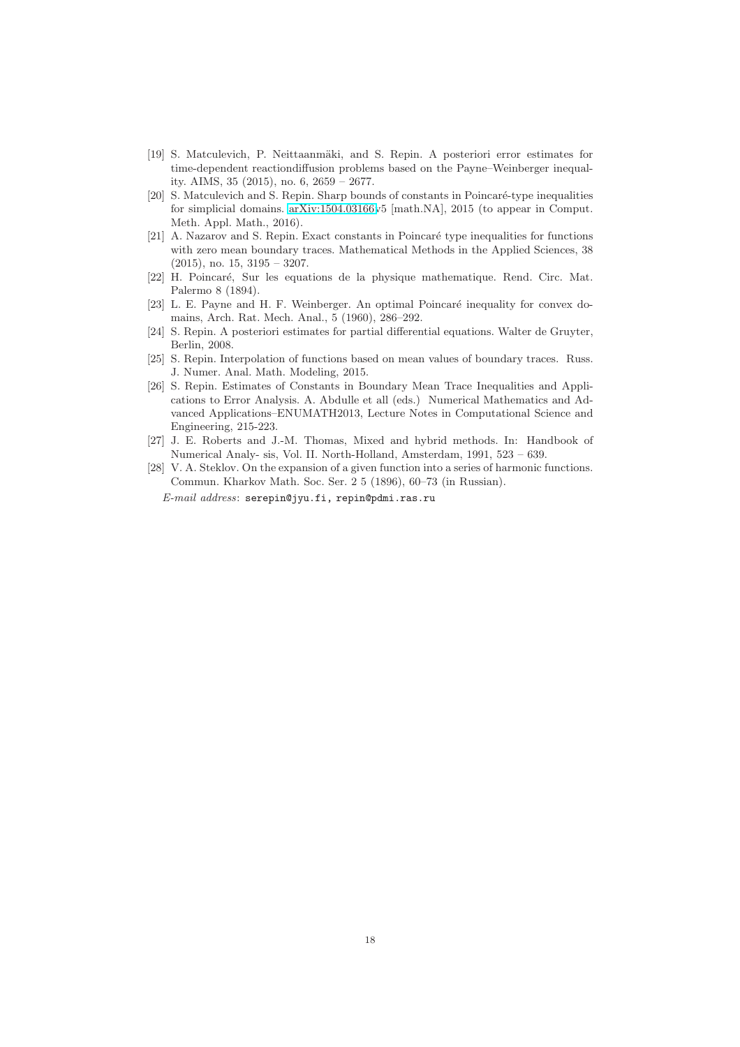[19] S. Matculevich, P. Neittaanmäki, and S. Repin. A posteriori error estimates for time-dependent reactiondiffusion problems based on the Payne–Weinberger inequality. AIMS, 35 (2015), no. 6, 2659 – 2677.

[20] S. Matculevich and S. Repin. Sharp bounds of constants in Poincaré-type inequalities for simplicial domains. arXiv:1504.03166v5 [math.NA], 2015 (to appear in Comput. Meth. Appl. Math., 2016).

[21] A. Nazarov and S. Repin. Exact constants in Poincaré type inequalities for functions with zero mean boundary traces. Mathematical Methods in the Applied Sciences, 38 (2015), no. 15, 3195 – 3207.

[22] H. Poincaré, Sur les equations de la physique mathematique. Rend. Circ. Mat. Palermo 8 (1894).

[23] L. E. Payne and H. F. Weinberger. An optimal Poincaré inequality for convex domains, Arch. Rat. Mech. Anal., 5 (1960), 286–292.

[24] S. Repin. A posteriori estimates for partial differential equations. Walter de Gruyter, Berlin, 2008.

[25] S. Repin. Interpolation of functions based on mean values of boundary traces. Russ. J. Numer. Anal. Math. Modeling, 2015.

[26] S. Repin. Estimates of Constants in Boundary Mean Trace Inequalities and Applications to Error Analysis. A. Abdulle et all (eds.) Numerical Mathematics and Advanced Applications–ENUMATH2013, Lecture Notes in Computational Science and Engineering, 215-223.

[27] J. E. Roberts and J.-M. Thomas, Mixed and hybrid methods. In: Handbook of Numerical Analy- sis, Vol. II. North-Holland, Amsterdam, 1991, 523 – 639.

[28] V. A. Steklov. On the expansion of a given function into a series of harmonic functions. Commun. Kharkov Math. Soc. Ser. 2 5 (1896), 60–73 (in Russian).

*E-mail address*: `serepin@jyu.fi, repin@pdmi.ras.ru`